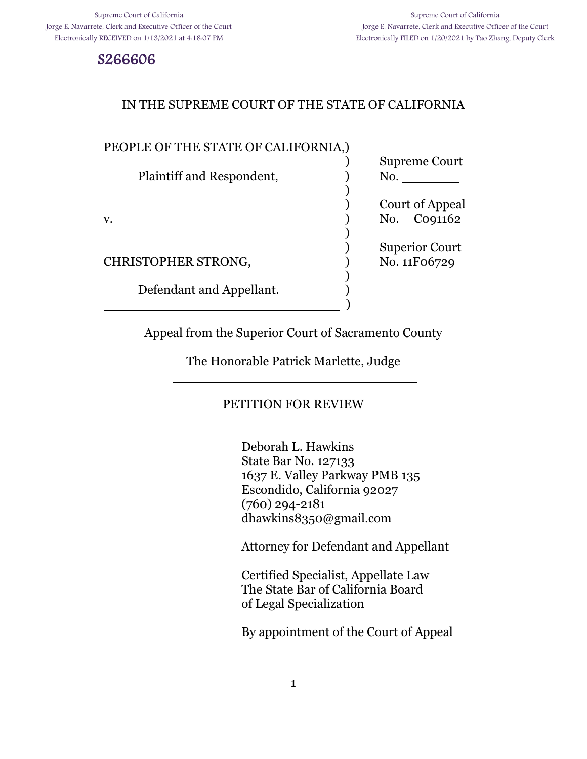Supreme Court of California
Jorge E. Navarrete, Clerk and Executive Officer of the Court
Electronically RECEIVED on 1/13/2021 at 4:18:07 PM

Supreme Court of California
Jorge E. Navarrete, Clerk and Executive Officer of the Court
Electronically FILED on 1/20/2021 by Tao Zhang, Deputy Clerk

S266606

IN THE SUPREME COURT OF THE STATE OF CALIFORNIA

| | |
|---|---|
| PEOPLE OF THE STATE OF CALIFORNIA,<br><br>Plaintiff and Respondent, | Supreme Court<br>No. _______ |
| v. | Court of Appeal<br>No. C091162 |
| CHRISTOPHER STRONG,<br><br>Defendant and Appellant. | Superior Court<br>No. 11F06729 |

Appeal from the Superior Court of Sacramento County

The Honorable Patrick Marlette, Judge

## PETITION FOR REVIEW

Deborah L. Hawkins
State Bar No. 127133
1637 E. Valley Parkway PMB 135
Escondido, California 92027
(760) 294-2181
dhawkins8350@gmail.com

Attorney for Defendant and Appellant

Certified Specialist, Appellate Law
The State Bar of California Board
of Legal Specialization

By appointment of the Court of Appeal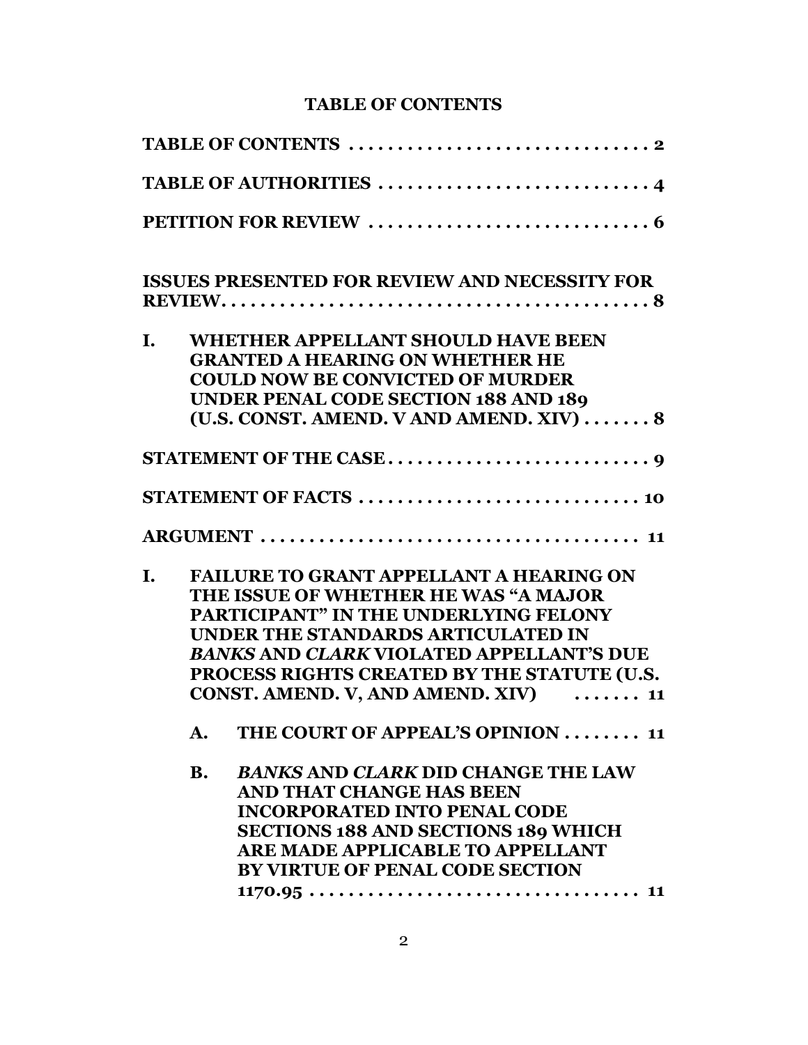# TABLE OF CONTENTS

**TABLE OF CONTENTS . . . . . . . . . . . . . . . . . . . . . . . . . . . . . . 2**

**TABLE OF AUTHORITIES . . . . . . . . . . . . . . . . . . . . . . . . . . . 4**

**PETITION FOR REVIEW . . . . . . . . . . . . . . . . . . . . . . . . . . . . 6**

**ISSUES PRESENTED FOR REVIEW AND NECESSITY FOR REVIEW. . . . . . . . . . . . . . . . . . . . . . . . . . . . . . . . . . . . . . . . . . . 8**

**I. WHETHER APPELLANT SHOULD HAVE BEEN GRANTED A HEARING ON WHETHER HE COULD NOW BE CONVICTED OF MURDER UNDER PENAL CODE SECTION 188 AND 189 (U.S. CONST. AMEND. V AND AMEND. XIV) . . . . . . . 8**

**STATEMENT OF THE CASE . . . . . . . . . . . . . . . . . . . . . . . . . . 9**

**STATEMENT OF FACTS . . . . . . . . . . . . . . . . . . . . . . . . . . . . 10**

**ARGUMENT . . . . . . . . . . . . . . . . . . . . . . . . . . . . . . . . . . . . . . 11**

**I. FAILURE TO GRANT APPELLANT A HEARING ON THE ISSUE OF WHETHER HE WAS "A MAJOR PARTICIPANT" IN THE UNDERLYING FELONY UNDER THE STANDARDS ARTICULATED IN *BANKS* AND *CLARK* VIOLATED APPELLANT'S DUE PROCESS RIGHTS CREATED BY THE STATUTE (U.S. CONST. AMEND. V, AND AMEND. XIV) . . . . . . . 11**

- **A. THE COURT OF APPEAL'S OPINION . . . . . . . . 11**

- **B. *BANKS* AND *CLARK* DID CHANGE THE LAW AND THAT CHANGE HAS BEEN INCORPORATED INTO PENAL CODE SECTIONS 188 AND SECTIONS 189 WHICH ARE MADE APPLICABLE TO APPELLANT BY VIRTUE OF PENAL CODE SECTION 1170.95 . . . . . . . . . . . . . . . . . . . . . . . . . . . . . . . . . 11**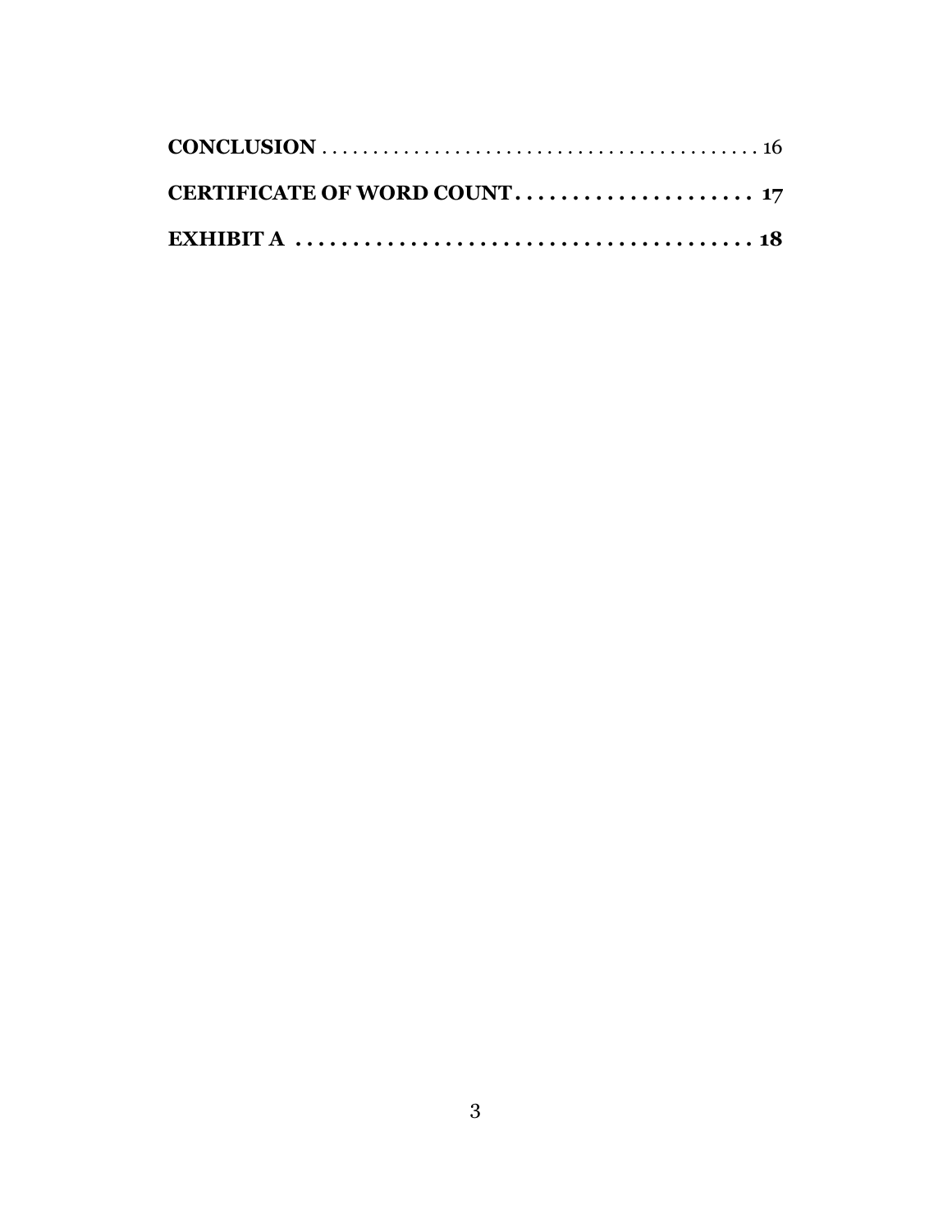**CONCLUSION** . . . . . . . . . . . . . . . . . . . . . . . . . . . . . . . . . . . . . . . . . . 16

**CERTIFICATE OF WORD COUNT . . . . . . . . . . . . . . . . . . . . . 17**

**EXHIBIT A . . . . . . . . . . . . . . . . . . . . . . . . . . . . . . . . . . . . . . . . . 18**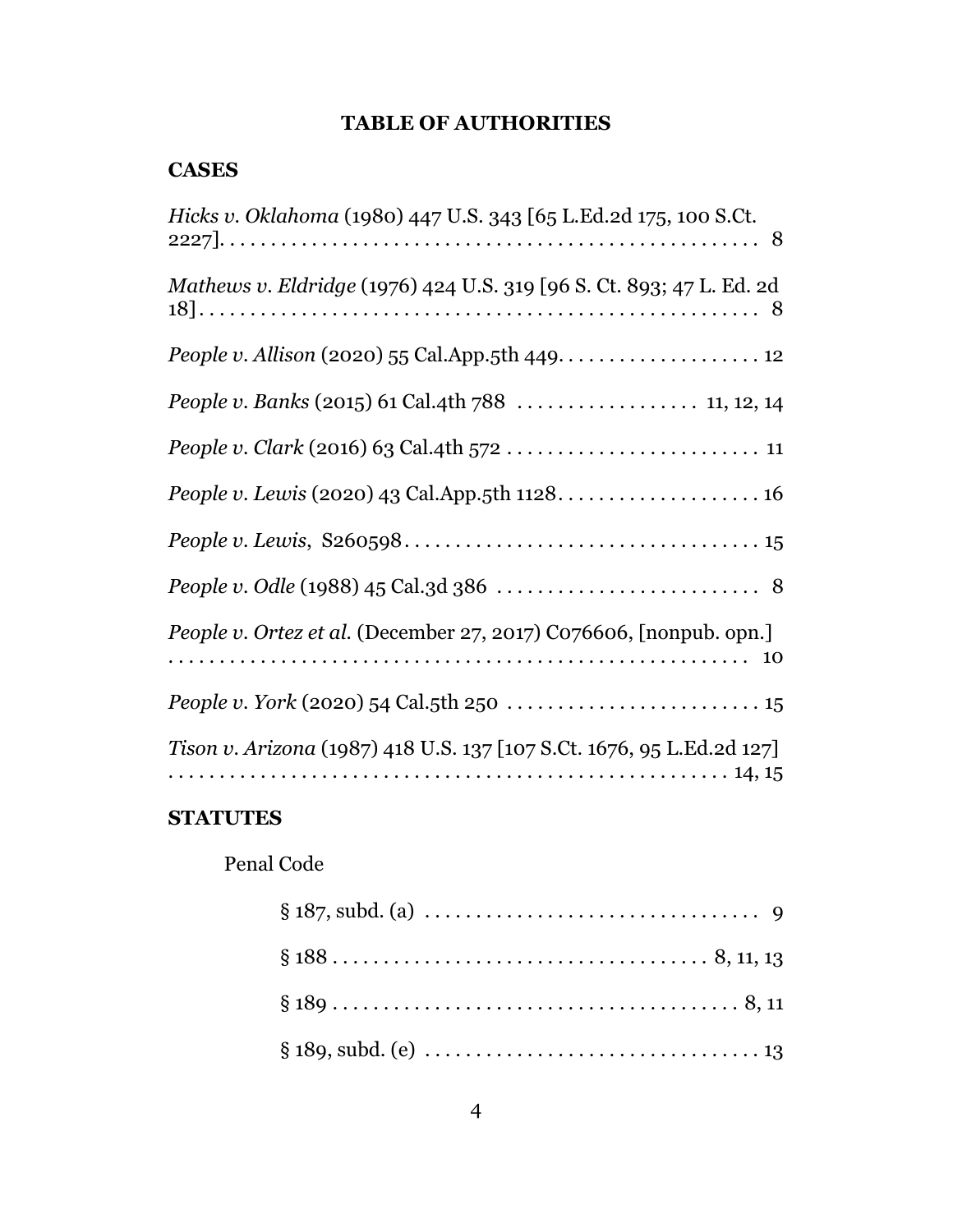# TABLE OF AUTHORITIES

## CASES

*Hicks v. Oklahoma* (1980) 447 U.S. 343 [65 L.Ed.2d 175, 100 S.Ct. 2227]. . . . . . . . . . . . . . . . . . . . . . . . . . . . . . . . . . . . . . . . . . . . . . . . . . . 8

*Mathews v. Eldridge* (1976) 424 U.S. 319 [96 S. Ct. 893; 47 L. Ed. 2d 18] . . . . . . . . . . . . . . . . . . . . . . . . . . . . . . . . . . . . . . . . . . . . . . . . . . . . 8

*People v. Allison* (2020) 55 Cal.App.5th 449. . . . . . . . . . . . . . . . . . . . 12

*People v. Banks* (2015) 61 Cal.4th 788 . . . . . . . . . . . . . . . . . . 11, 12, 14

*People v. Clark* (2016) 63 Cal.4th 572 . . . . . . . . . . . . . . . . . . . . . . . . . 11

*People v. Lewis* (2020) 43 Cal.App.5th 1128. . . . . . . . . . . . . . . . . . . . 16

*People v. Lewis*, S260598 . . . . . . . . . . . . . . . . . . . . . . . . . . . . . . . . . . 15

*People v. Odle* (1988) 45 Cal.3d 386 . . . . . . . . . . . . . . . . . . . . . . . . . . 8

*People v. Ortez et al.* (December 27, 2017) C076606, [nonpub. opn.] . . . . . . . . . . . . . . . . . . . . . . . . . . . . . . . . . . . . . . . . . . . . . . . . . . . . . . . . 10

*People v. York* (2020) 54 Cal.5th 250 . . . . . . . . . . . . . . . . . . . . . . . . . 15

*Tison v. Arizona* (1987) 418 U.S. 137 [107 S.Ct. 1676, 95 L.Ed.2d 127] . . . . . . . . . . . . . . . . . . . . . . . . . . . . . . . . . . . . . . . . . . . . . . . . . . . . . . . 14, 15

## STATUTES

Penal Code

§ 187, subd. (a) . . . . . . . . . . . . . . . . . . . . . . . . . . . . . . . . . 9

§ 188 . . . . . . . . . . . . . . . . . . . . . . . . . . . . . . . . . . . . 8, 11, 13

§ 189 . . . . . . . . . . . . . . . . . . . . . . . . . . . . . . . . . . . . . . . 8, 11

§ 189, subd. (e) . . . . . . . . . . . . . . . . . . . . . . . . . . . . . . . . . 13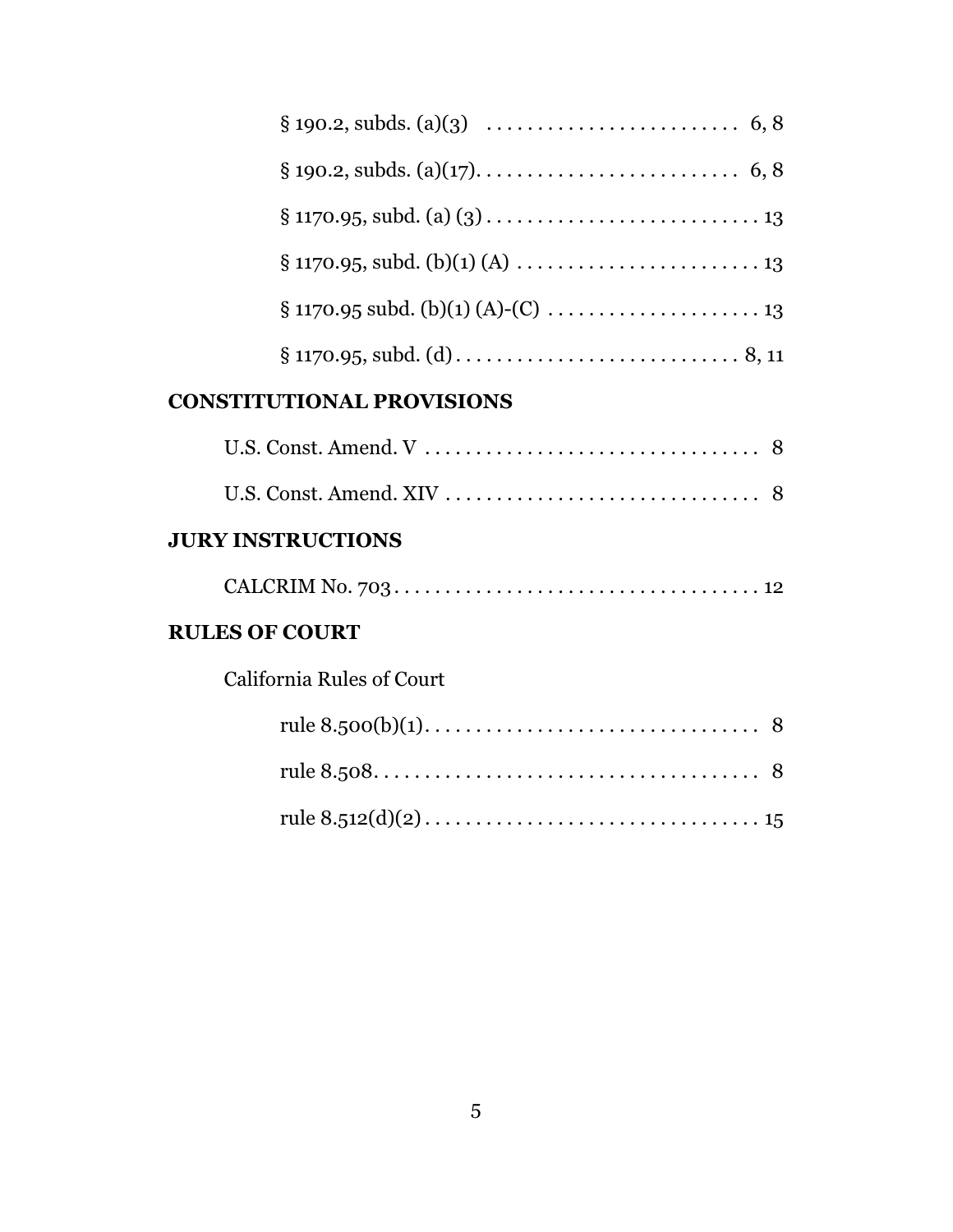§ 190.2, subds. (a)(3) . . . . . . . . . . . . . . . . . . . . . . . . . 6, 8

§ 190.2, subds. (a)(17). . . . . . . . . . . . . . . . . . . . . . . . . . 6, 8

§ 1170.95, subd. (a) (3) . . . . . . . . . . . . . . . . . . . . . . . . . . . 13

§ 1170.95, subd. (b)(1) (A) . . . . . . . . . . . . . . . . . . . . . . . . 13

§ 1170.95 subd. (b)(1) (A)-(C) . . . . . . . . . . . . . . . . . . . . . 13

§ 1170.95, subd. (d) . . . . . . . . . . . . . . . . . . . . . . . . . . . . 8, 11

## CONSTITUTIONAL PROVISIONS

U.S. Const. Amend. V . . . . . . . . . . . . . . . . . . . . . . . . . . . . . . . . . 8

U.S. Const. Amend. XIV . . . . . . . . . . . . . . . . . . . . . . . . . . . . . . . 8

## JURY INSTRUCTIONS

CALCRIM No. 703 . . . . . . . . . . . . . . . . . . . . . . . . . . . . . . . . . . . . 12

## RULES OF COURT

California Rules of Court

rule 8.500(b)(1). . . . . . . . . . . . . . . . . . . . . . . . . . . . . . . . . 8

rule 8.508. . . . . . . . . . . . . . . . . . . . . . . . . . . . . . . . . . . . . 8

rule 8.512(d)(2) . . . . . . . . . . . . . . . . . . . . . . . . . . . . . . . . 15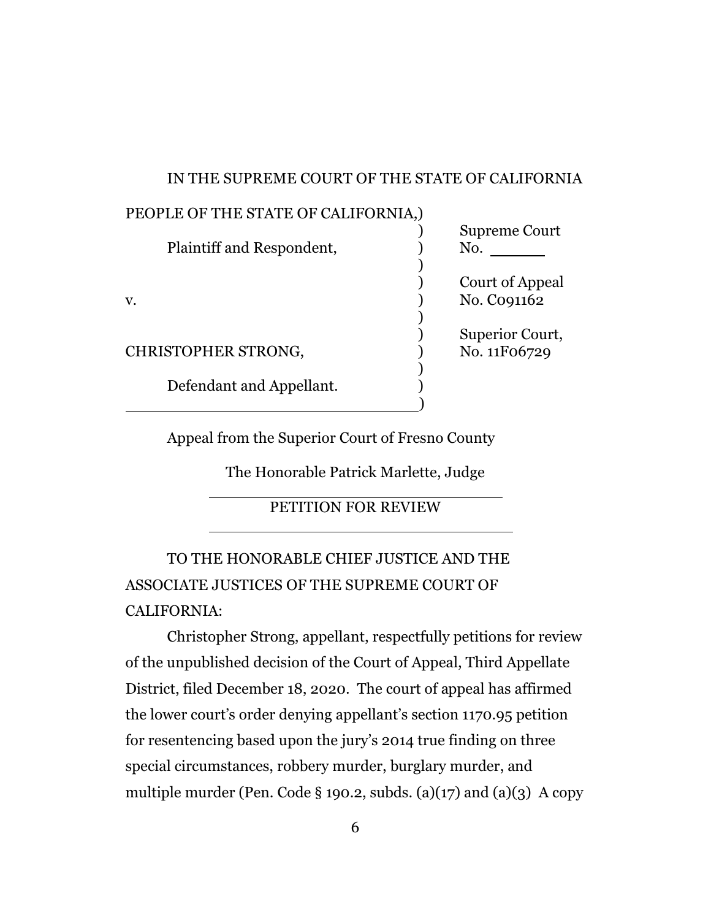IN THE SUPREME COURT OF THE STATE OF CALIFORNIA

| | | |
|---|---|---|
| PEOPLE OF THE STATE OF CALIFORNIA, | ) | |
| | ) | Supreme Court |
| Plaintiff and Respondent, | ) | No. ______ |
| | ) | |
| | ) | Court of Appeal |
| v. | ) | No. C091162 |
| | ) | |
| | ) | Superior Court, |
| CHRISTOPHER STRONG, | ) | No. 11F06729 |
| | ) | |
| Defendant and Appellant. | ) | |
| | ) | |

Appeal from the Superior Court of Fresno County

The Honorable Patrick Marlette, Judge

---

PETITION FOR REVIEW

---

TO THE HONORABLE CHIEF JUSTICE AND THE ASSOCIATE JUSTICES OF THE SUPREME COURT OF CALIFORNIA:

Christopher Strong, appellant, respectfully petitions for review of the unpublished decision of the Court of Appeal, Third Appellate District, filed December 18, 2020. The court of appeal has affirmed the lower court's order denying appellant's section 1170.95 petition for resentencing based upon the jury's 2014 true finding on three special circumstances, robbery murder, burglary murder, and multiple murder (Pen. Code § 190.2, subds. (a)(17) and (a)(3) A copy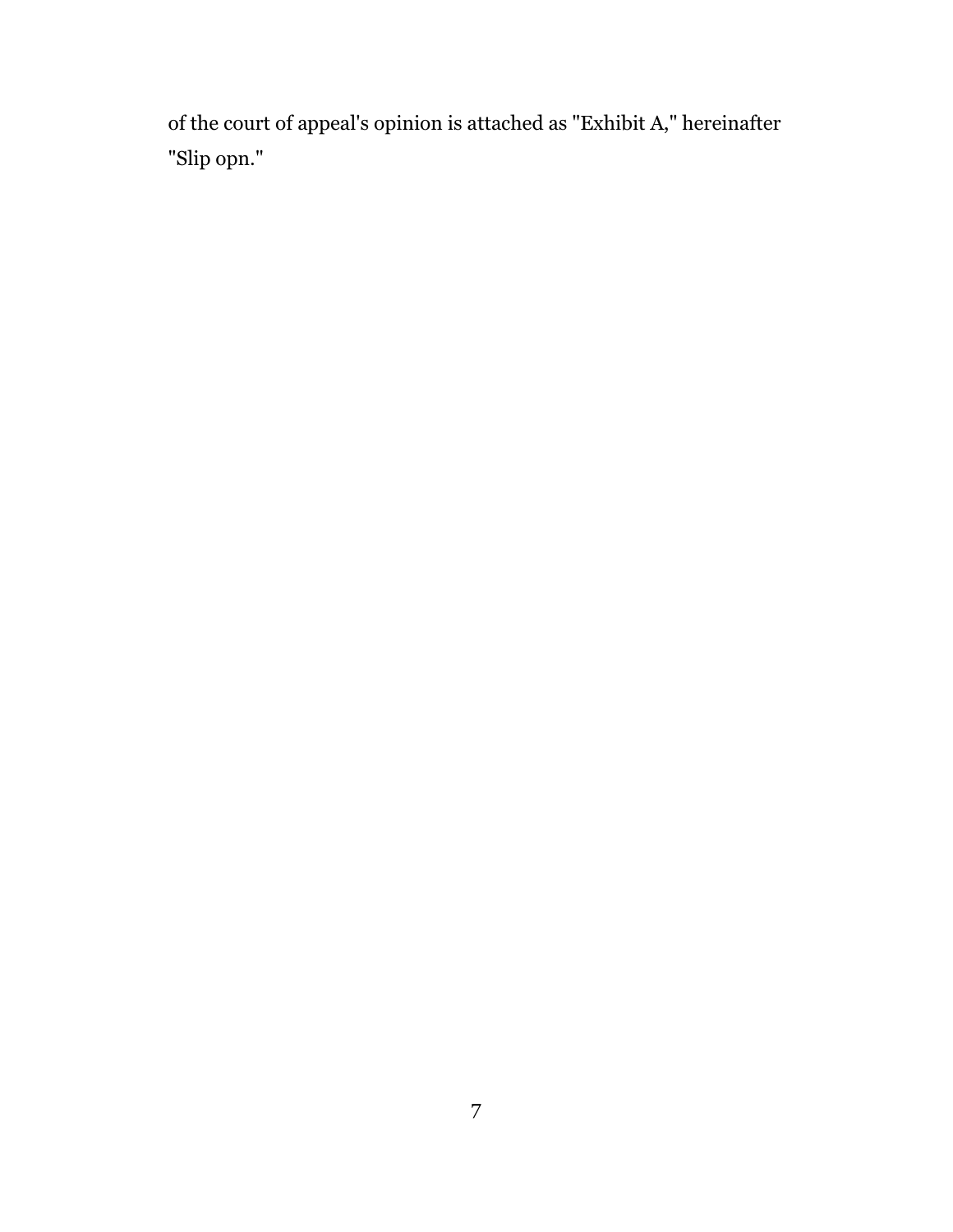of the court of appeal's opinion is attached as "Exhibit A," hereinafter "Slip opn."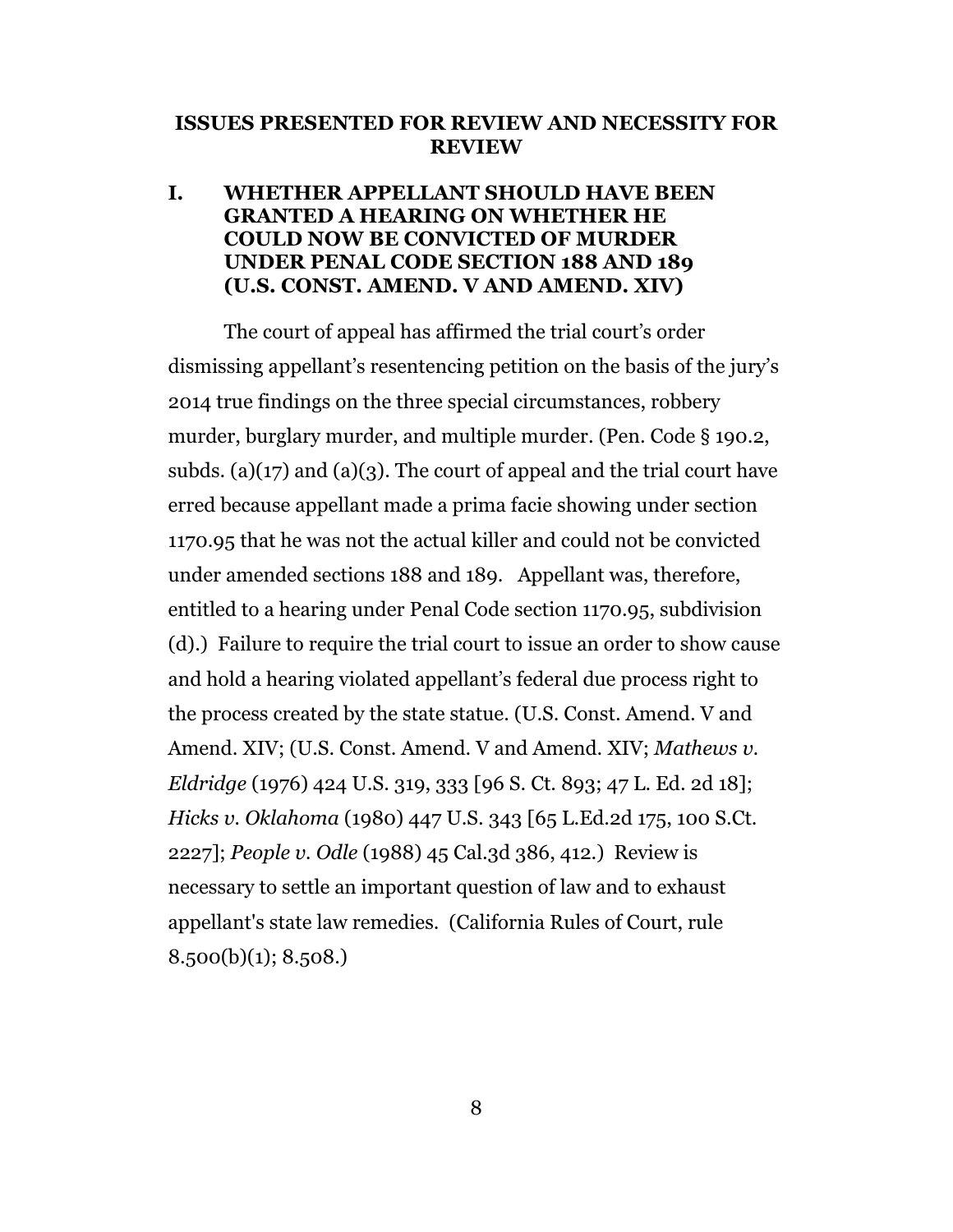## ISSUES PRESENTED FOR REVIEW AND NECESSITY FOR REVIEW

### I. WHETHER APPELLANT SHOULD HAVE BEEN GRANTED A HEARING ON WHETHER HE COULD NOW BE CONVICTED OF MURDER UNDER PENAL CODE SECTION 188 AND 189 (U.S. CONST. AMEND. V AND AMEND. XIV)

The court of appeal has affirmed the trial court's order dismissing appellant's resentencing petition on the basis of the jury's 2014 true findings on the three special circumstances, robbery murder, burglary murder, and multiple murder. (Pen. Code § 190.2, subds. (a)(17) and (a)(3). The court of appeal and the trial court have erred because appellant made a prima facie showing under section 1170.95 that he was not the actual killer and could not be convicted under amended sections 188 and 189. Appellant was, therefore, entitled to a hearing under Penal Code section 1170.95, subdivision (d).) Failure to require the trial court to issue an order to show cause and hold a hearing violated appellant's federal due process right to the process created by the state statue. (U.S. Const. Amend. V and Amend. XIV; (U.S. Const. Amend. V and Amend. XIV; *Mathews v. Eldridge* (1976) 424 U.S. 319, 333 [96 S. Ct. 893; 47 L. Ed. 2d 18]; *Hicks v. Oklahoma* (1980) 447 U.S. 343 [65 L.Ed.2d 175, 100 S.Ct. 2227]; *People v. Odle* (1988) 45 Cal.3d 386, 412.) Review is necessary to settle an important question of law and to exhaust appellant's state law remedies. (California Rules of Court, rule 8.500(b)(1); 8.508.)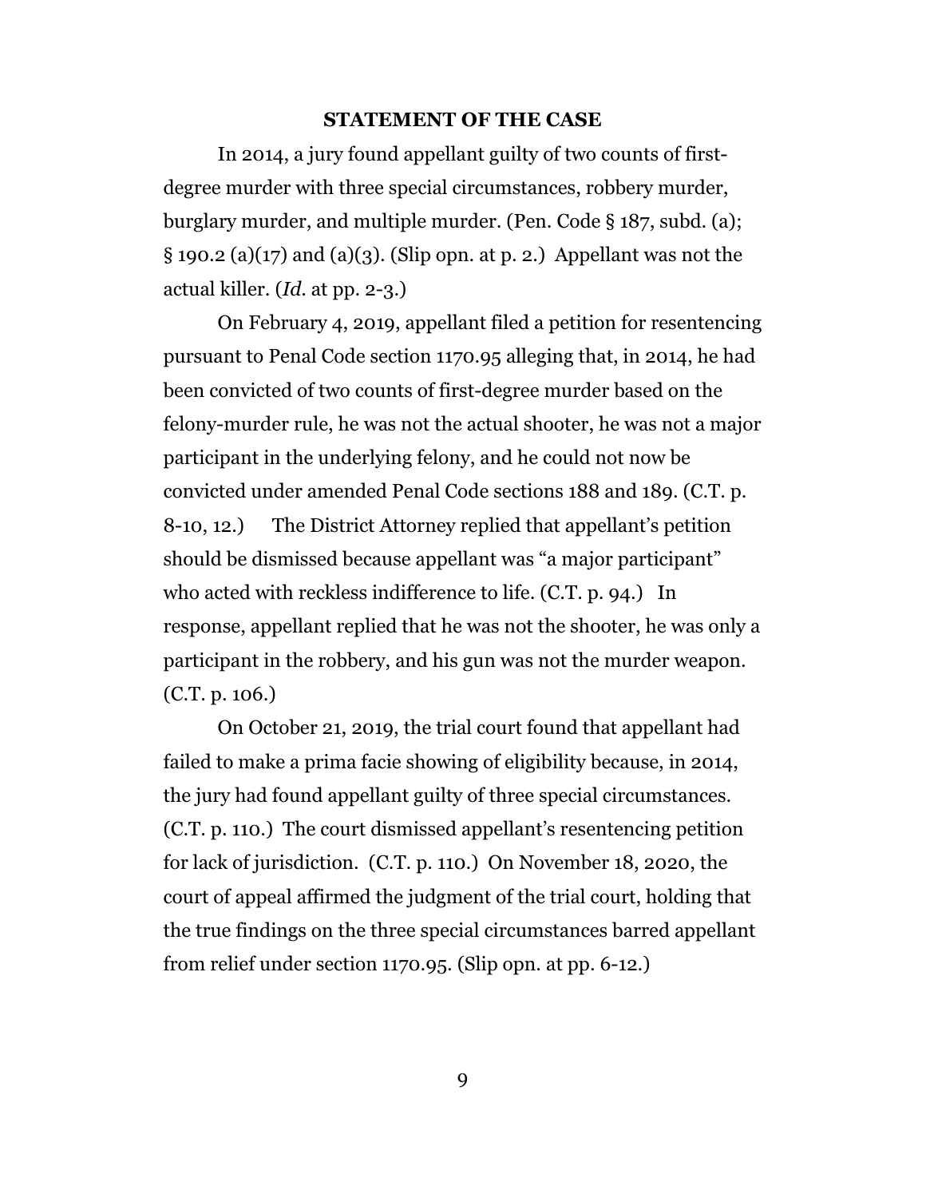## STATEMENT OF THE CASE

In 2014, a jury found appellant guilty of two counts of first-degree murder with three special circumstances, robbery murder, burglary murder, and multiple murder. (Pen. Code § 187, subd. (a); § 190.2 (a)(17) and (a)(3). (Slip opn. at p. 2.) Appellant was not the actual killer. (*Id.* at pp. 2-3.)

On February 4, 2019, appellant filed a petition for resentencing pursuant to Penal Code section 1170.95 alleging that, in 2014, he had been convicted of two counts of first-degree murder based on the felony-murder rule, he was not the actual shooter, he was not a major participant in the underlying felony, and he could not now be convicted under amended Penal Code sections 188 and 189. (C.T. p. 8-10, 12.) The District Attorney replied that appellant's petition should be dismissed because appellant was "a major participant" who acted with reckless indifference to life. (C.T. p. 94.) In response, appellant replied that he was not the shooter, he was only a participant in the robbery, and his gun was not the murder weapon. (C.T. p. 106.)

On October 21, 2019, the trial court found that appellant had failed to make a prima facie showing of eligibility because, in 2014, the jury had found appellant guilty of three special circumstances. (C.T. p. 110.) The court dismissed appellant's resentencing petition for lack of jurisdiction. (C.T. p. 110.) On November 18, 2020, the court of appeal affirmed the judgment of the trial court, holding that the true findings on the three special circumstances barred appellant from relief under section 1170.95. (Slip opn. at pp. 6-12.)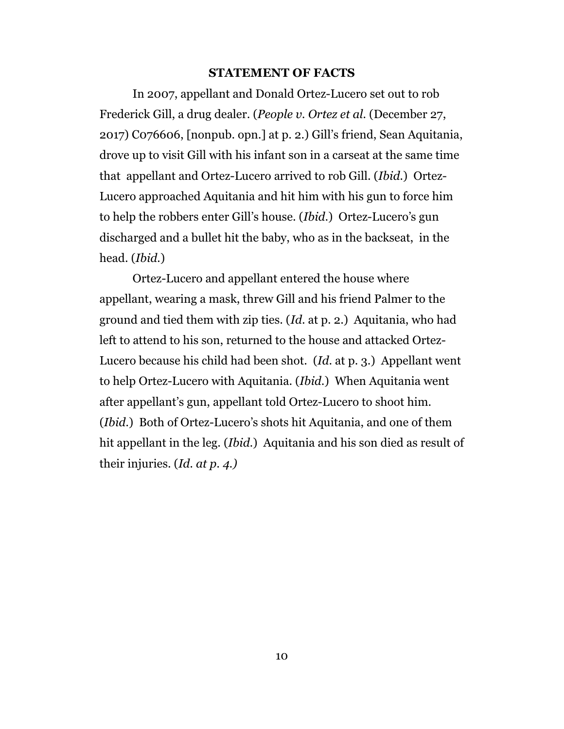## STATEMENT OF FACTS

In 2007, appellant and Donald Ortez-Lucero set out to rob Frederick Gill, a drug dealer. (*People v. Ortez et al.* (December 27, 2017) C076606, [nonpub. opn.] at p. 2.) Gill's friend, Sean Aquitania, drove up to visit Gill with his infant son in a carseat at the same time that appellant and Ortez-Lucero arrived to rob Gill. (*Ibid.*) Ortez-Lucero approached Aquitania and hit him with his gun to force him to help the robbers enter Gill's house. (*Ibid.*) Ortez-Lucero's gun discharged and a bullet hit the baby, who as in the backseat, in the head. (*Ibid.*)

Ortez-Lucero and appellant entered the house where appellant, wearing a mask, threw Gill and his friend Palmer to the ground and tied them with zip ties. (*Id.* at p. 2.) Aquitania, who had left to attend to his son, returned to the house and attacked Ortez-Lucero because his child had been shot. (*Id.* at p. 3.) Appellant went to help Ortez-Lucero with Aquitania. (*Ibid.*) When Aquitania went after appellant's gun, appellant told Ortez-Lucero to shoot him. (*Ibid.*) Both of Ortez-Lucero's shots hit Aquitania, and one of them hit appellant in the leg. (*Ibid.*) Aquitania and his son died as result of their injuries. (*Id. at p. 4.)*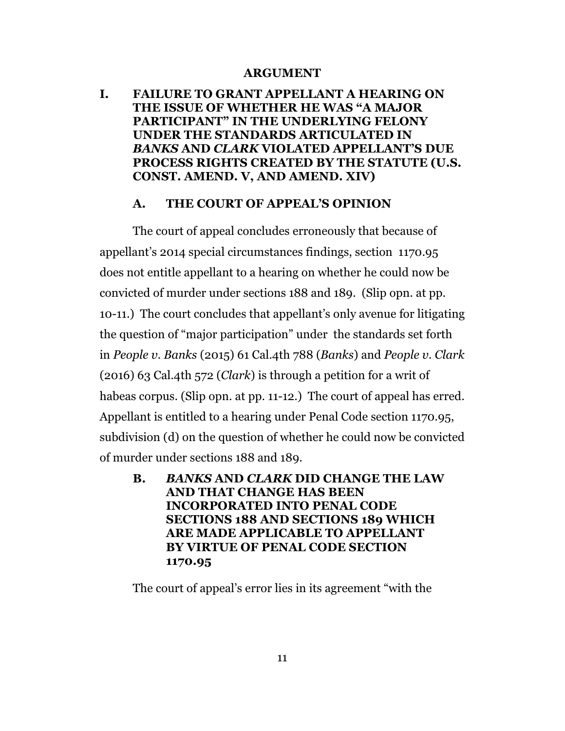## ARGUMENT

### I. FAILURE TO GRANT APPELLANT A HEARING ON THE ISSUE OF WHETHER HE WAS "A MAJOR PARTICIPANT" IN THE UNDERLYING FELONY UNDER THE STANDARDS ARTICULATED IN *BANKS* AND *CLARK* VIOLATED APPELLANT'S DUE PROCESS RIGHTS CREATED BY THE STATUTE (U.S. CONST. AMEND. V, AND AMEND. XIV)

#### A. THE COURT OF APPEAL'S OPINION

The court of appeal concludes erroneously that because of appellant's 2014 special circumstances findings, section 1170.95 does not entitle appellant to a hearing on whether he could now be convicted of murder under sections 188 and 189. (Slip opn. at pp. 10-11.) The court concludes that appellant's only avenue for litigating the question of "major participation" under the standards set forth in *People v. Banks* (2015) 61 Cal.4th 788 (*Banks*) and *People v. Clark* (2016) 63 Cal.4th 572 (*Clark*) is through a petition for a writ of habeas corpus. (Slip opn. at pp. 11-12.) The court of appeal has erred. Appellant is entitled to a hearing under Penal Code section 1170.95, subdivision (d) on the question of whether he could now be convicted of murder under sections 188 and 189.

#### B. *BANKS* AND *CLARK* DID CHANGE THE LAW AND THAT CHANGE HAS BEEN INCORPORATED INTO PENAL CODE SECTIONS 188 AND SECTIONS 189 WHICH ARE MADE APPLICABLE TO APPELLANT BY VIRTUE OF PENAL CODE SECTION 1170.95

The court of appeal's error lies in its agreement "with the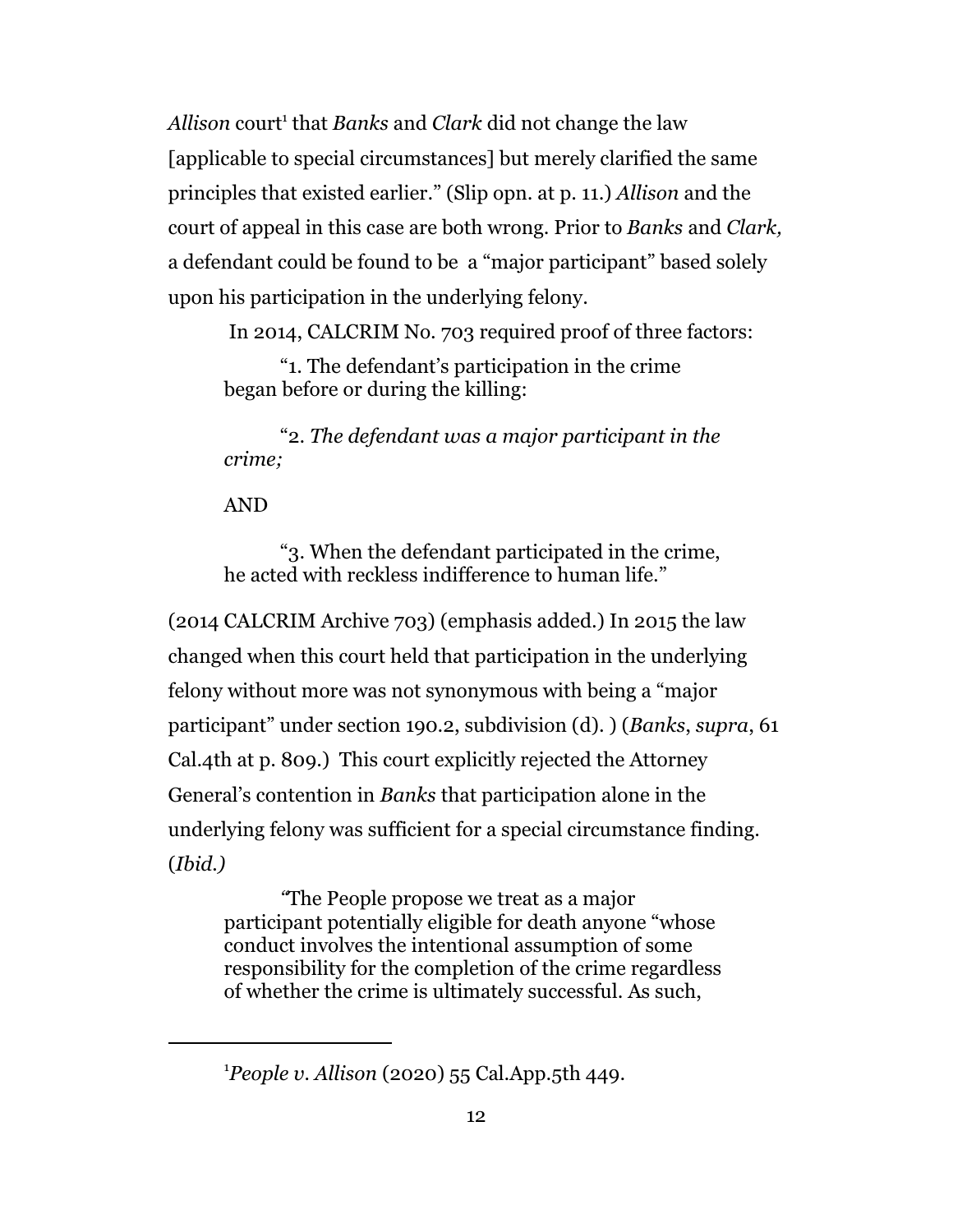*Allison* court[1] that *Banks* and *Clark* did not change the law [applicable to special circumstances] but merely clarified the same principles that existed earlier." (Slip opn. at p. 11.) *Allison* and the court of appeal in this case are both wrong. Prior to *Banks* and *Clark,* a defendant could be found to be a "major participant" based solely upon his participation in the underlying felony.

In 2014, CALCRIM No. 703 required proof of three factors:

> "1. The defendant's participation in the crime began before or during the killing:
>
> "2. *The defendant was a major participant in the crime;*
>
> AND
>
> "3. When the defendant participated in the crime, he acted with reckless indifference to human life."

(2014 CALCRIM Archive 703) (emphasis added.) In 2015 the law changed when this court held that participation in the underlying felony without more was not synonymous with being a "major participant" under section 190.2, subdivision (d). ) (*Banks*, *supra*, 61 Cal.4th at p. 809.) This court explicitly rejected the Attorney General's contention in *Banks* that participation alone in the underlying felony was sufficient for a special circumstance finding. (*Ibid.)*

> "The People propose we treat as a major participant potentially eligible for death anyone "whose conduct involves the intentional assumption of some responsibility for the completion of the crime regardless of whether the crime is ultimately successful. As such,

[1] *People v. Allison* (2020) 55 Cal.App.5th 449.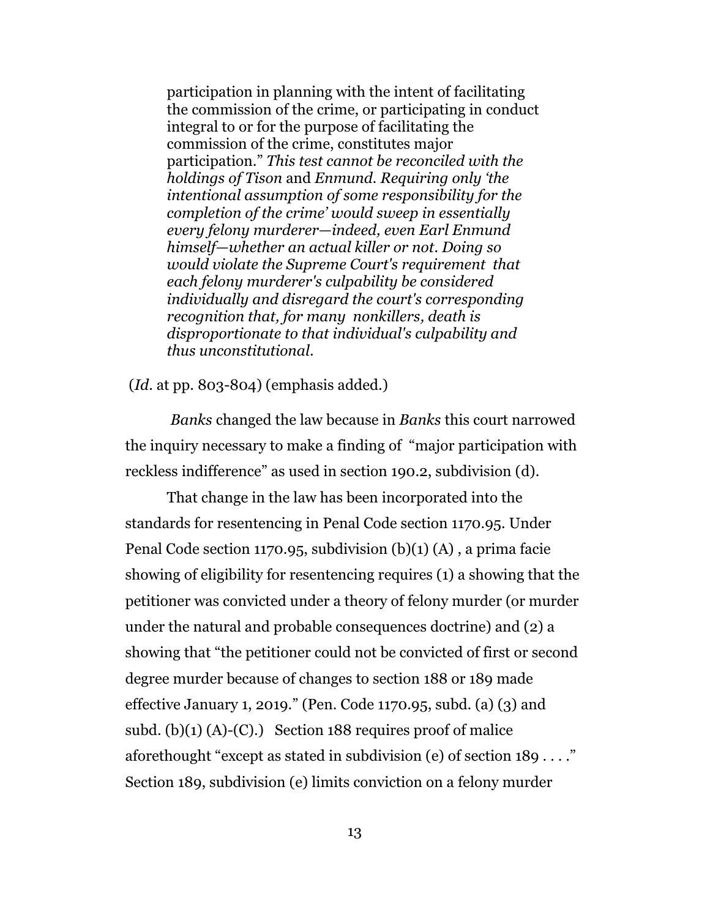> participation in planning with the intent of facilitating the commission of the crime, or participating in conduct integral to or for the purpose of facilitating the commission of the crime, constitutes major participation." *This test cannot be reconciled with the holdings of Tison* and *Enmund. Requiring only 'the intentional assumption of some responsibility for the completion of the crime' would sweep in essentially every felony murderer—indeed, even Earl Enmund himself—whether an actual killer or not. Doing so would violate the Supreme Court's requirement that each felony murderer's culpability be considered individually and disregard the court's corresponding recognition that, for many nonkillers, death is disproportionate to that individual's culpability and thus unconstitutional.*

(*Id*. at pp. 803-804) (emphasis added.)

*Banks* changed the law because in *Banks* this court narrowed the inquiry necessary to make a finding of "major participation with reckless indifference" as used in section 190.2, subdivision (d).

That change in the law has been incorporated into the standards for resentencing in Penal Code section 1170.95. Under Penal Code section 1170.95, subdivision (b)(1) (A) , a prima facie showing of eligibility for resentencing requires (1) a showing that the petitioner was convicted under a theory of felony murder (or murder under the natural and probable consequences doctrine) and (2) a showing that "the petitioner could not be convicted of first or second degree murder because of changes to section 188 or 189 made effective January 1, 2019." (Pen. Code 1170.95, subd. (a) (3) and subd. (b)(1) (A)-(C).) Section 188 requires proof of malice aforethought "except as stated in subdivision (e) of section 189 . . . ." Section 189, subdivision (e) limits conviction on a felony murder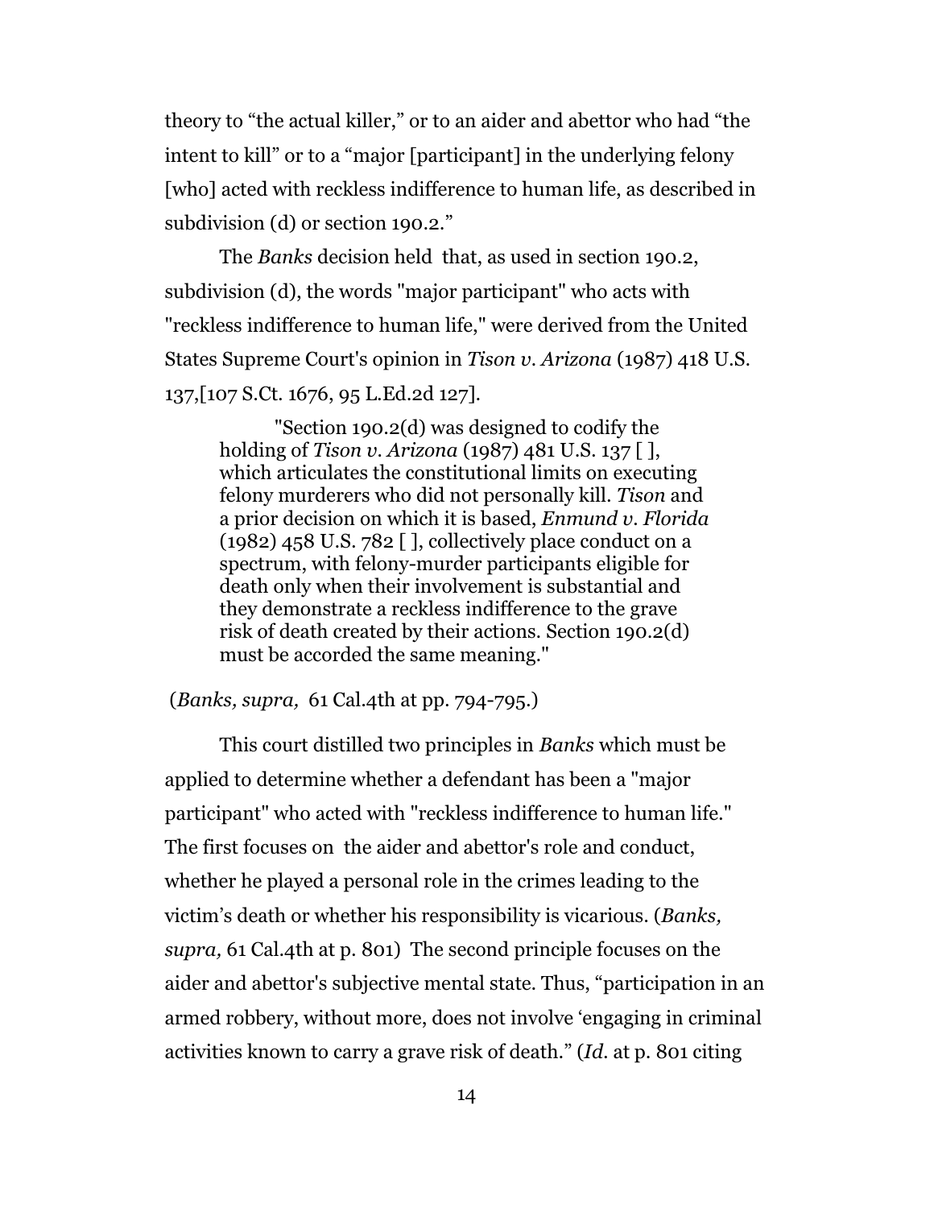theory to "the actual killer," or to an aider and abettor who had "the intent to kill" or to a "major [participant] in the underlying felony [who] acted with reckless indifference to human life, as described in subdivision (d) or section 190.2."

The *Banks* decision held that, as used in section 190.2, subdivision (d), the words "major participant" who acts with "reckless indifference to human life," were derived from the United States Supreme Court's opinion in *Tison v. Arizona* (1987) 418 U.S. 137,[107 S.Ct. 1676, 95 L.Ed.2d 127].

> "Section 190.2(d) was designed to codify the holding of *Tison v. Arizona* (1987) 481 U.S. 137 [ ], which articulates the constitutional limits on executing felony murderers who did not personally kill. *Tison* and a prior decision on which it is based, *Enmund v. Florida* (1982) 458 U.S. 782 [ ], collectively place conduct on a spectrum, with felony-murder participants eligible for death only when their involvement is substantial and they demonstrate a reckless indifference to the grave risk of death created by their actions. Section 190.2(d) must be accorded the same meaning."

(*Banks, supra,* 61 Cal.4th at pp. 794-795.)

This court distilled two principles in *Banks* which must be applied to determine whether a defendant has been a "major participant" who acted with "reckless indifference to human life." The first focuses on the aider and abettor's role and conduct, whether he played a personal role in the crimes leading to the victim's death or whether his responsibility is vicarious. (*Banks, supra,* 61 Cal.4th at p. 801) The second principle focuses on the aider and abettor's subjective mental state. Thus, "participation in an armed robbery, without more, does not involve 'engaging in criminal activities known to carry a grave risk of death." (*Id.* at p. 801 citing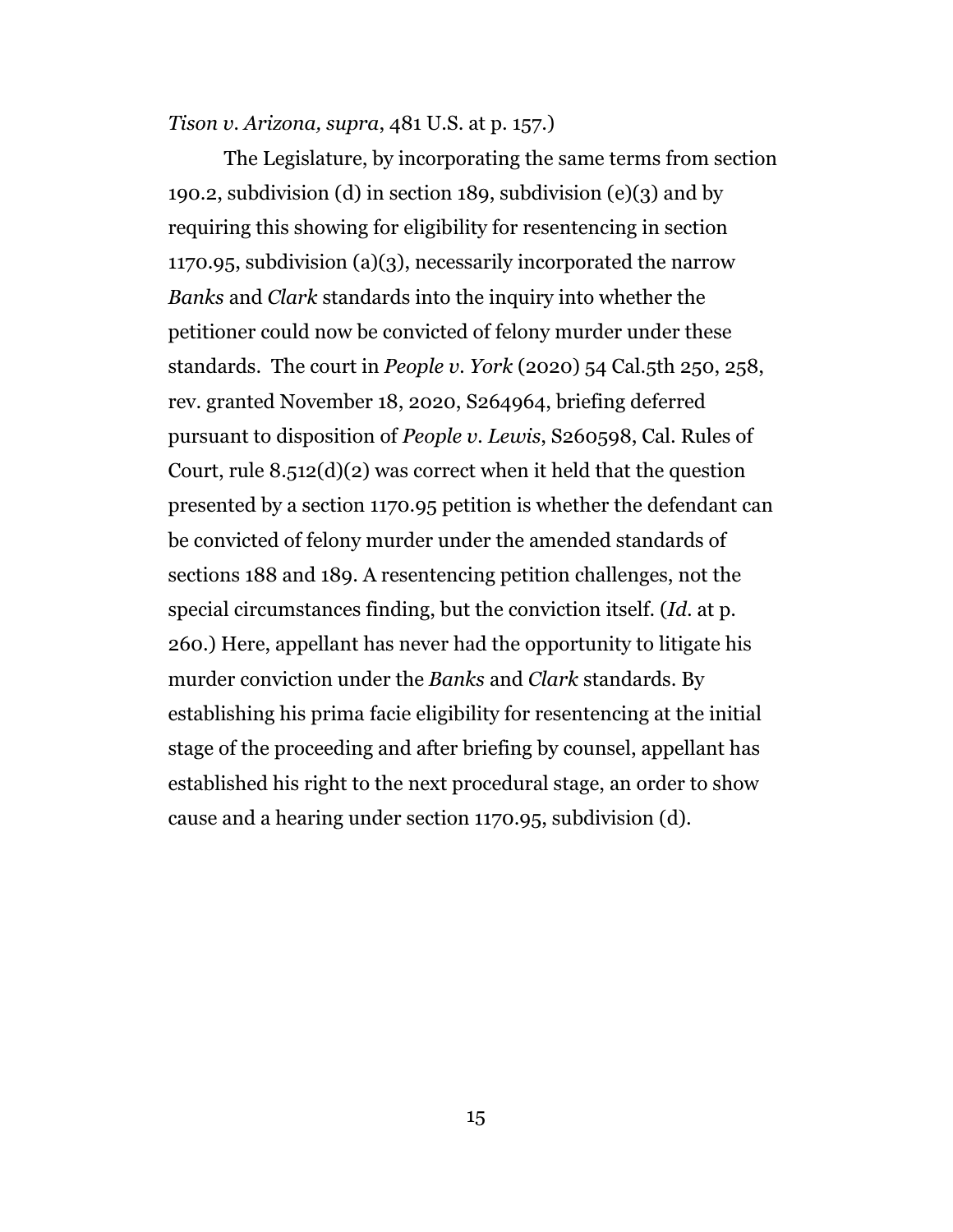*Tison v. Arizona, supra*, 481 U.S. at p. 157.)

The Legislature, by incorporating the same terms from section 190.2, subdivision (d) in section 189, subdivision (e)(3) and by requiring this showing for eligibility for resentencing in section 1170.95, subdivision (a)(3), necessarily incorporated the narrow *Banks* and *Clark* standards into the inquiry into whether the petitioner could now be convicted of felony murder under these standards. The court in *People v. York* (2020) 54 Cal.5th 250, 258, rev. granted November 18, 2020, S264964, briefing deferred pursuant to disposition of *People v. Lewis*, S260598, Cal. Rules of Court, rule 8.512(d)(2) was correct when it held that the question presented by a section 1170.95 petition is whether the defendant can be convicted of felony murder under the amended standards of sections 188 and 189. A resentencing petition challenges, not the special circumstances finding, but the conviction itself. (*Id.* at p. 260.) Here, appellant has never had the opportunity to litigate his murder conviction under the *Banks* and *Clark* standards. By establishing his prima facie eligibility for resentencing at the initial stage of the proceeding and after briefing by counsel, appellant has established his right to the next procedural stage, an order to show cause and a hearing under section 1170.95, subdivision (d).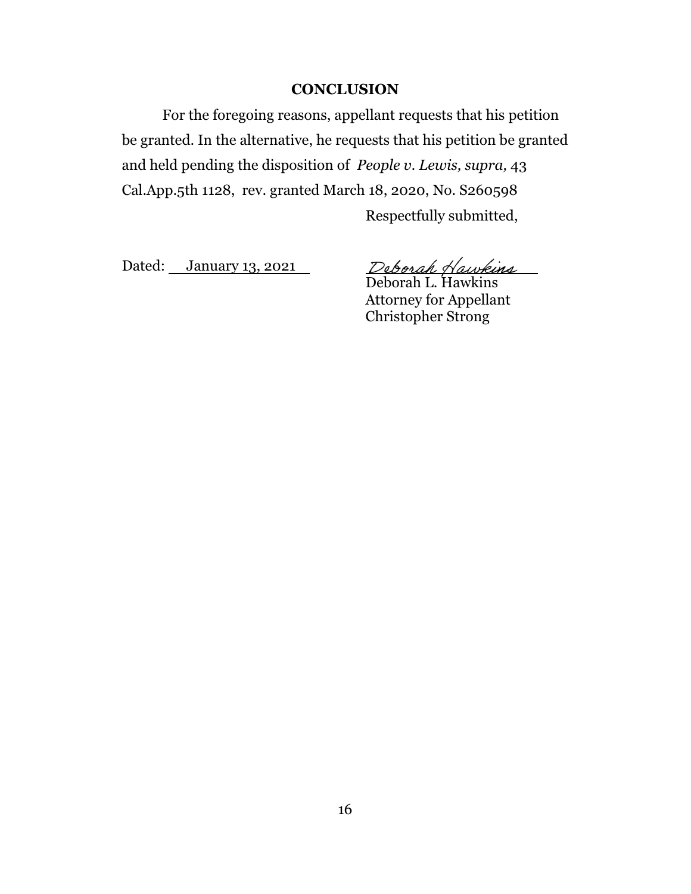## CONCLUSION

For the foregoing reasons, appellant requests that his petition be granted. In the alternative, he requests that his petition be granted and held pending the disposition of *People v. Lewis, supra,* 43 Cal.App.5th 1128, rev. granted March 18, 2020, No. S260598

Respectfully submitted,

Dated: January 13, 2021

*Deborah Hawkins*
Deborah L. Hawkins
Attorney for Appellant
Christopher Strong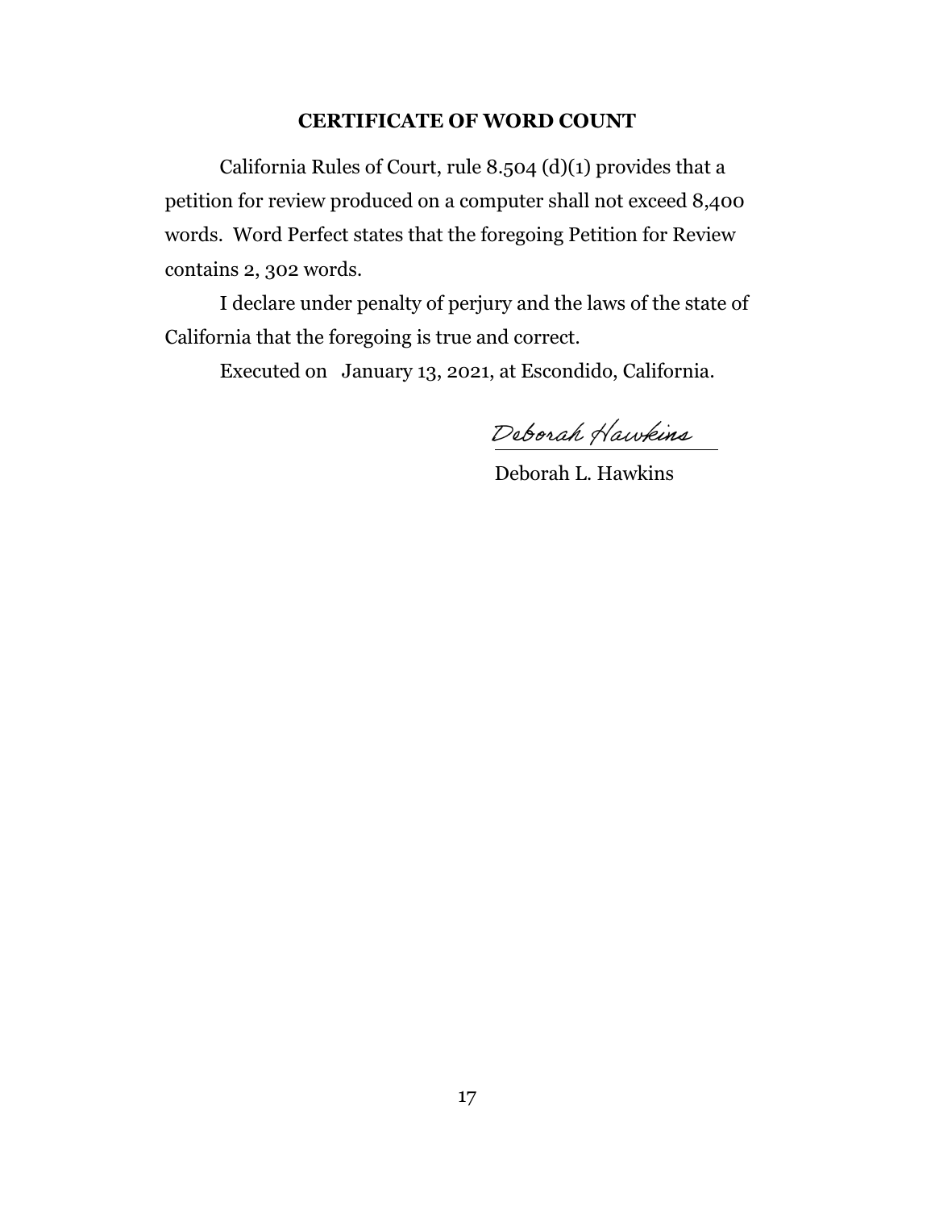## CERTIFICATE OF WORD COUNT

California Rules of Court, rule 8.504 (d)(1) provides that a petition for review produced on a computer shall not exceed 8,400 words. Word Perfect states that the foregoing Petition for Review contains 2, 302 words.

I declare under penalty of perjury and the laws of the state of California that the foregoing is true and correct.

Executed on January 13, 2021, at Escondido, California.

*Deborah Hawkins*

Deborah L. Hawkins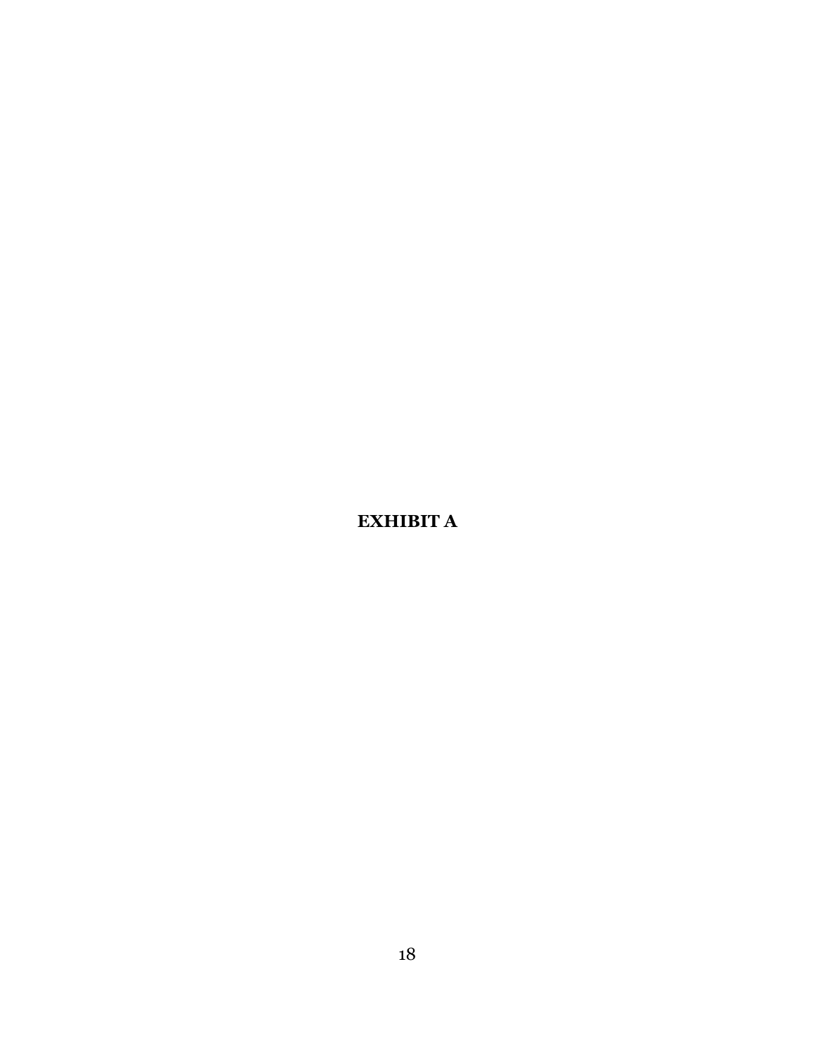**EXHIBIT A**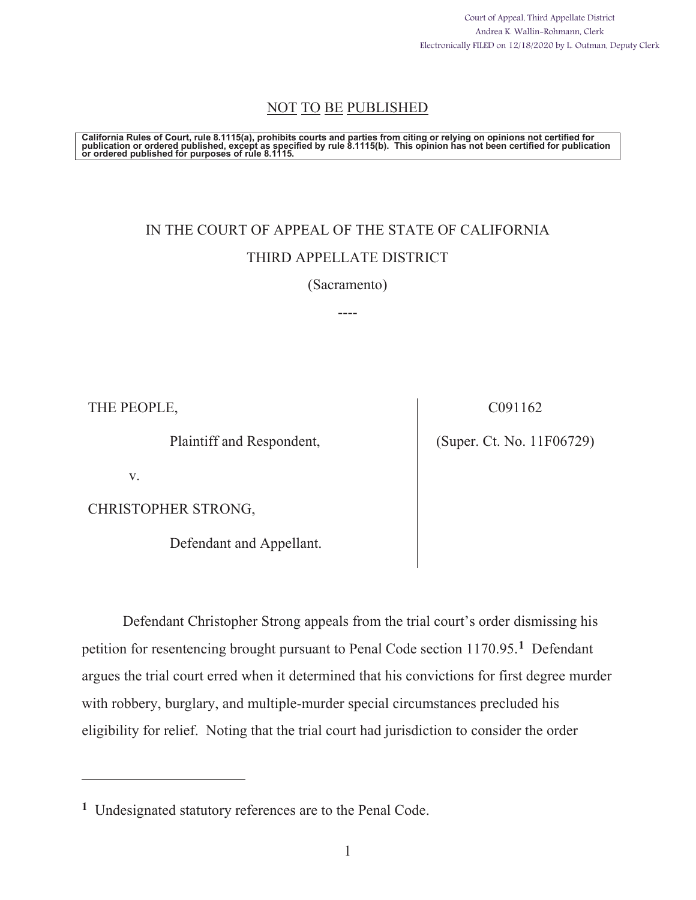Court of Appeal, Third Appellate District
Andrea K. Wallin-Rohmann, Clerk
Electronically FILED on 12/18/2020 by L. Outman, Deputy Clerk

NOT TO BE PUBLISHED

**California Rules of Court, rule 8.1115(a), prohibits courts and parties from citing or relying on opinions not certified for publication or ordered published, except as specified by rule 8.1115(b). This opinion has not been certified for publication or ordered published for purposes of rule 8.1115.**

IN THE COURT OF APPEAL OF THE STATE OF CALIFORNIA

THIRD APPELLATE DISTRICT

(Sacramento)

----

| | |
|---|---|
| THE PEOPLE,<br><br>Plaintiff and Respondent,<br><br>v.<br><br>CHRISTOPHER STRONG,<br><br>Defendant and Appellant. | C091162<br><br>(Super. Ct. No. 11F06729) |

Defendant Christopher Strong appeals from the trial court's order dismissing his petition for resentencing brought pursuant to Penal Code section 1170.95.[1] Defendant argues the trial court erred when it determined that his convictions for first degree murder with robbery, burglary, and multiple-murder special circumstances precluded his eligibility for relief. Noting that the trial court had jurisdiction to consider the order

[1] Undesignated statutory references are to the Penal Code.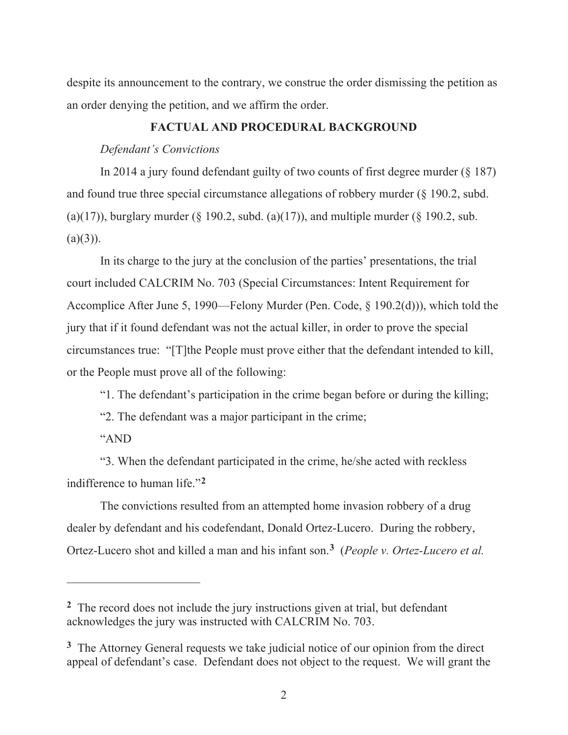despite its announcement to the contrary, we construe the order dismissing the petition as an order denying the petition, and we affirm the order.

## FACTUAL AND PROCEDURAL BACKGROUND

*Defendant's Convictions*

In 2014 a jury found defendant guilty of two counts of first degree murder (§ 187) and found true three special circumstance allegations of robbery murder (§ 190.2, subd. (a)(17)), burglary murder (§ 190.2, subd. (a)(17)), and multiple murder (§ 190.2, sub. (a)(3)).

In its charge to the jury at the conclusion of the parties' presentations, the trial court included CALCRIM No. 703 (Special Circumstances: Intent Requirement for Accomplice After June 5, 1990—Felony Murder (Pen. Code, § 190.2(d))), which told the jury that if it found defendant was not the actual killer, in order to prove the special circumstances true: "[T]the People must prove either that the defendant intended to kill, or the People must prove all of the following:

"1. The defendant's participation in the crime began before or during the killing;

"2. The defendant was a major participant in the crime;

"AND

"3. When the defendant participated in the crime, he/she acted with reckless indifference to human life."[2]

The convictions resulted from an attempted home invasion robbery of a drug dealer by defendant and his codefendant, Donald Ortez-Lucero. During the robbery, Ortez-Lucero shot and killed a man and his infant son.[3] (*People v. Ortez-Lucero et al.*

---

[2] The record does not include the jury instructions given at trial, but defendant acknowledges the jury was instructed with CALCRIM No. 703.

[3] The Attorney General requests we take judicial notice of our opinion from the direct appeal of defendant's case. Defendant does not object to the request. We will grant the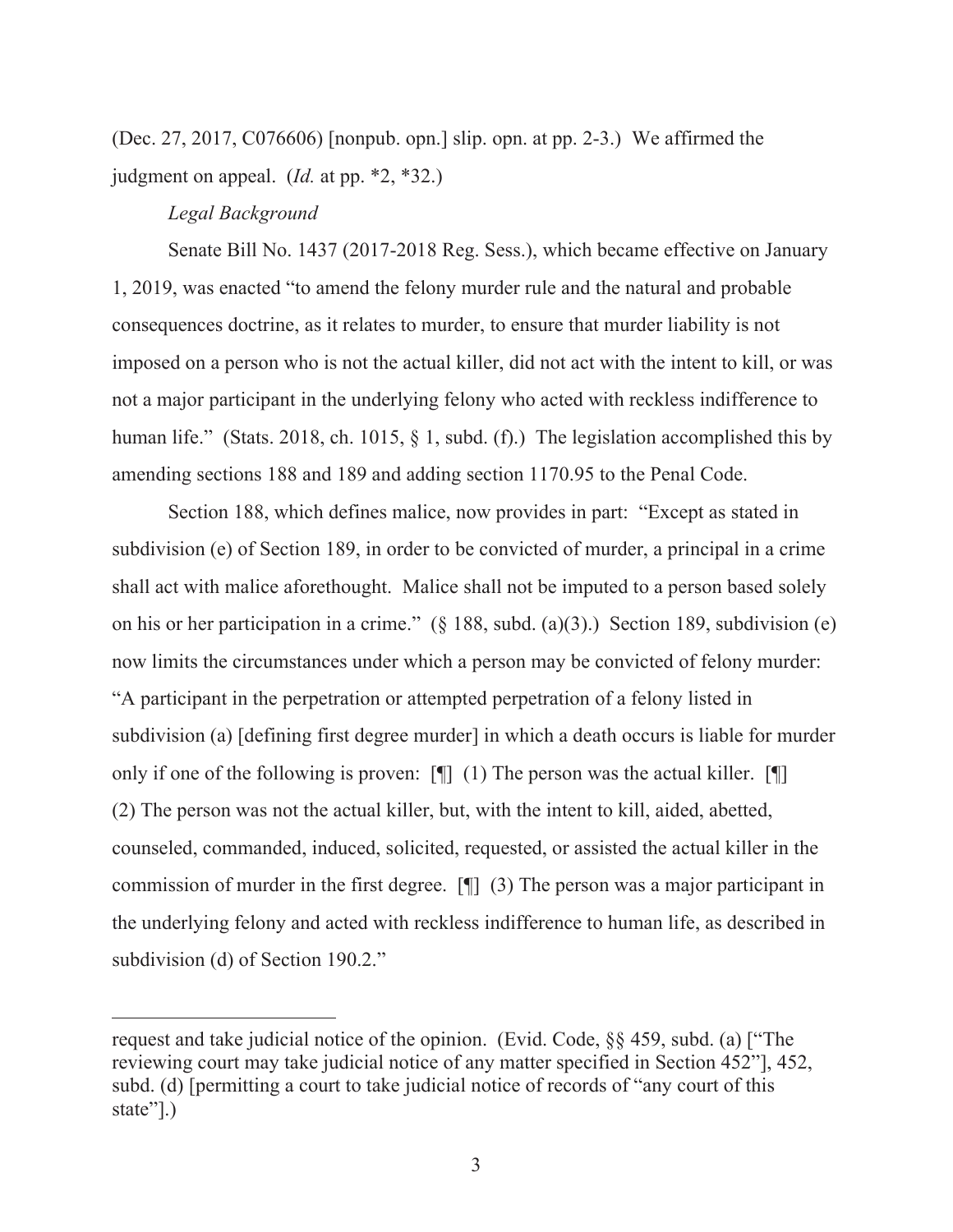(Dec. 27, 2017, C076606) [nonpub. opn.] slip. opn. at pp. 2-3.) We affirmed the judgment on appeal. (*Id.* at pp. *2, *32.)

*Legal Background*

Senate Bill No. 1437 (2017-2018 Reg. Sess.), which became effective on January 1, 2019, was enacted "to amend the felony murder rule and the natural and probable consequences doctrine, as it relates to murder, to ensure that murder liability is not imposed on a person who is not the actual killer, did not act with the intent to kill, or was not a major participant in the underlying felony who acted with reckless indifference to human life." (Stats. 2018, ch. 1015, § 1, subd. (f).) The legislation accomplished this by amending sections 188 and 189 and adding section 1170.95 to the Penal Code.

Section 188, which defines malice, now provides in part: "Except as stated in subdivision (e) of Section 189, in order to be convicted of murder, a principal in a crime shall act with malice aforethought. Malice shall not be imputed to a person based solely on his or her participation in a crime." (§ 188, subd. (a)(3).) Section 189, subdivision (e) now limits the circumstances under which a person may be convicted of felony murder: "A participant in the perpetration or attempted perpetration of a felony listed in subdivision (a) [defining first degree murder] in which a death occurs is liable for murder only if one of the following is proven: [¶] (1) The person was the actual killer. [¶] (2) The person was not the actual killer, but, with the intent to kill, aided, abetted, counseled, commanded, induced, solicited, requested, or assisted the actual killer in the commission of murder in the first degree. [¶] (3) The person was a major participant in the underlying felony and acted with reckless indifference to human life, as described in subdivision (d) of Section 190.2."

---

request and take judicial notice of the opinion. (Evid. Code, §§ 459, subd. (a) ["The reviewing court may take judicial notice of any matter specified in Section 452"], 452, subd. (d) [permitting a court to take judicial notice of records of "any court of this state"].)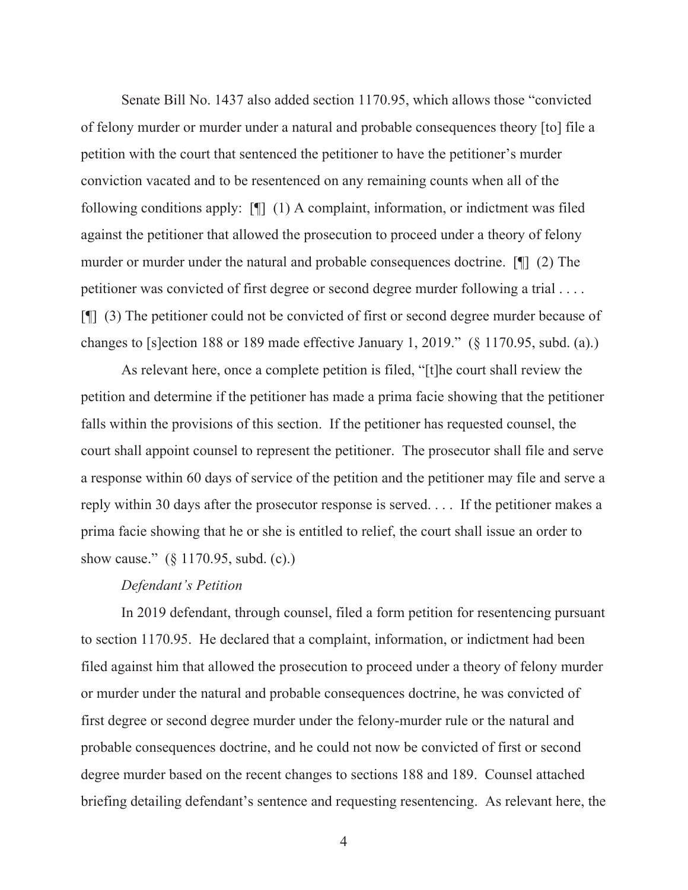Senate Bill No. 1437 also added section 1170.95, which allows those "convicted of felony murder or murder under a natural and probable consequences theory [to] file a petition with the court that sentenced the petitioner to have the petitioner's murder conviction vacated and to be resentenced on any remaining counts when all of the following conditions apply: [¶] (1) A complaint, information, or indictment was filed against the petitioner that allowed the prosecution to proceed under a theory of felony murder or murder under the natural and probable consequences doctrine. [¶] (2) The petitioner was convicted of first degree or second degree murder following a trial . . . . [¶] (3) The petitioner could not be convicted of first or second degree murder because of changes to [s]ection 188 or 189 made effective January 1, 2019." (§ 1170.95, subd. (a).)

As relevant here, once a complete petition is filed, "[t]he court shall review the petition and determine if the petitioner has made a prima facie showing that the petitioner falls within the provisions of this section. If the petitioner has requested counsel, the court shall appoint counsel to represent the petitioner. The prosecutor shall file and serve a response within 60 days of service of the petition and the petitioner may file and serve a reply within 30 days after the prosecutor response is served. . . . If the petitioner makes a prima facie showing that he or she is entitled to relief, the court shall issue an order to show cause." (§ 1170.95, subd. (c).)

*Defendant's Petition*

In 2019 defendant, through counsel, filed a form petition for resentencing pursuant to section 1170.95. He declared that a complaint, information, or indictment had been filed against him that allowed the prosecution to proceed under a theory of felony murder or murder under the natural and probable consequences doctrine, he was convicted of first degree or second degree murder under the felony-murder rule or the natural and probable consequences doctrine, and he could not now be convicted of first or second degree murder based on the recent changes to sections 188 and 189. Counsel attached briefing detailing defendant's sentence and requesting resentencing. As relevant here, the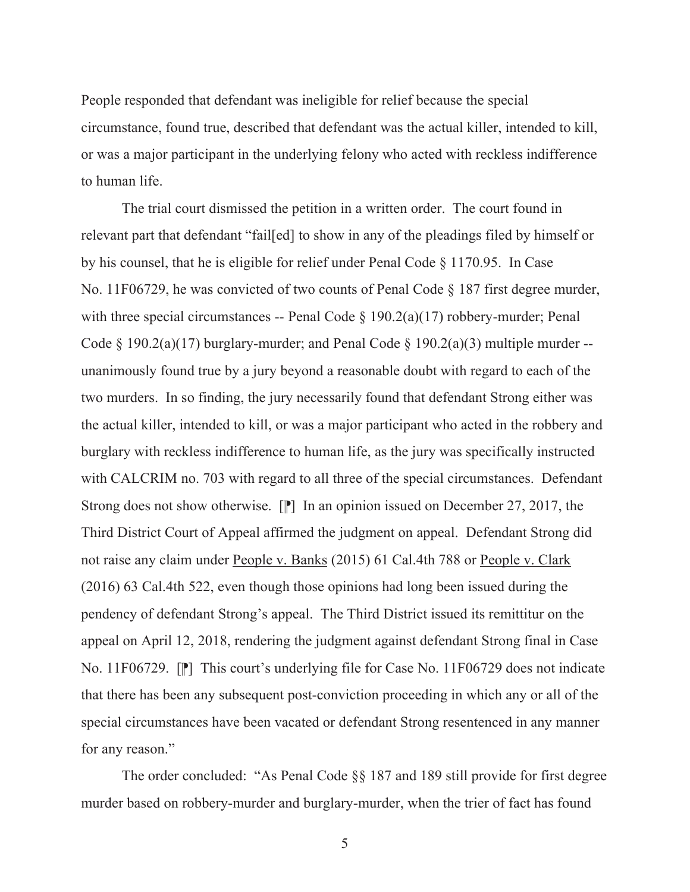People responded that defendant was ineligible for relief because the special circumstance, found true, described that defendant was the actual killer, intended to kill, or was a major participant in the underlying felony who acted with reckless indifference to human life.

The trial court dismissed the petition in a written order. The court found in relevant part that defendant "fail[ed] to show in any of the pleadings filed by himself or by his counsel, that he is eligible for relief under Penal Code § 1170.95. In Case No. 11F06729, he was convicted of two counts of Penal Code § 187 first degree murder, with three special circumstances -- Penal Code § 190.2(a)(17) robbery-murder; Penal Code § 190.2(a)(17) burglary-murder; and Penal Code § 190.2(a)(3) multiple murder -- unanimously found true by a jury beyond a reasonable doubt with regard to each of the two murders. In so finding, the jury necessarily found that defendant Strong either was the actual killer, intended to kill, or was a major participant who acted in the robbery and burglary with reckless indifference to human life, as the jury was specifically instructed with CALCRIM no. 703 with regard to all three of the special circumstances. Defendant Strong does not show otherwise. [¶] In an opinion issued on December 27, 2017, the Third District Court of Appeal affirmed the judgment on appeal. Defendant Strong did not raise any claim under People v. Banks (2015) 61 Cal.4th 788 or People v. Clark (2016) 63 Cal.4th 522, even though those opinions had long been issued during the pendency of defendant Strong's appeal. The Third District issued its remittitur on the appeal on April 12, 2018, rendering the judgment against defendant Strong final in Case No. 11F06729. [¶] This court's underlying file for Case No. 11F06729 does not indicate that there has been any subsequent post-conviction proceeding in which any or all of the special circumstances have been vacated or defendant Strong resentenced in any manner for any reason."

The order concluded: "As Penal Code §§ 187 and 189 still provide for first degree murder based on robbery-murder and burglary-murder, when the trier of fact has found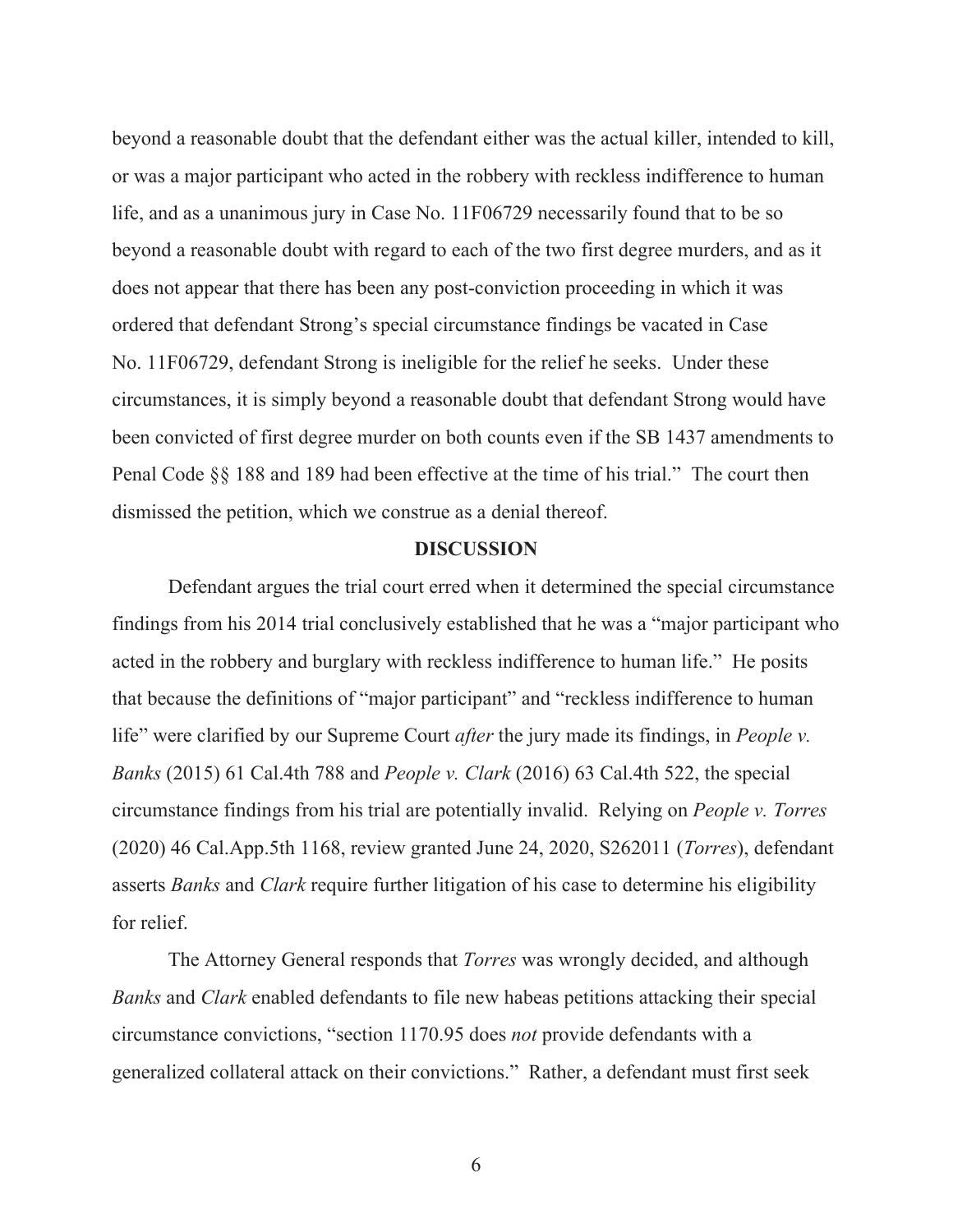beyond a reasonable doubt that the defendant either was the actual killer, intended to kill, or was a major participant who acted in the robbery with reckless indifference to human life, and as a unanimous jury in Case No. 11F06729 necessarily found that to be so beyond a reasonable doubt with regard to each of the two first degree murders, and as it does not appear that there has been any post-conviction proceeding in which it was ordered that defendant Strong's special circumstance findings be vacated in Case No. 11F06729, defendant Strong is ineligible for the relief he seeks. Under these circumstances, it is simply beyond a reasonable doubt that defendant Strong would have been convicted of first degree murder on both counts even if the SB 1437 amendments to Penal Code §§ 188 and 189 had been effective at the time of his trial." The court then dismissed the petition, which we construe as a denial thereof.

## DISCUSSION

Defendant argues the trial court erred when it determined the special circumstance findings from his 2014 trial conclusively established that he was a "major participant who acted in the robbery and burglary with reckless indifference to human life." He posits that because the definitions of "major participant" and "reckless indifference to human life" were clarified by our Supreme Court *after* the jury made its findings, in *People v. Banks* (2015) 61 Cal.4th 788 and *People v. Clark* (2016) 63 Cal.4th 522, the special circumstance findings from his trial are potentially invalid. Relying on *People v. Torres* (2020) 46 Cal.App.5th 1168, review granted June 24, 2020, S262011 (*Torres*), defendant asserts *Banks* and *Clark* require further litigation of his case to determine his eligibility for relief.

The Attorney General responds that *Torres* was wrongly decided, and although *Banks* and *Clark* enabled defendants to file new habeas petitions attacking their special circumstance convictions, "section 1170.95 does *not* provide defendants with a generalized collateral attack on their convictions." Rather, a defendant must first seek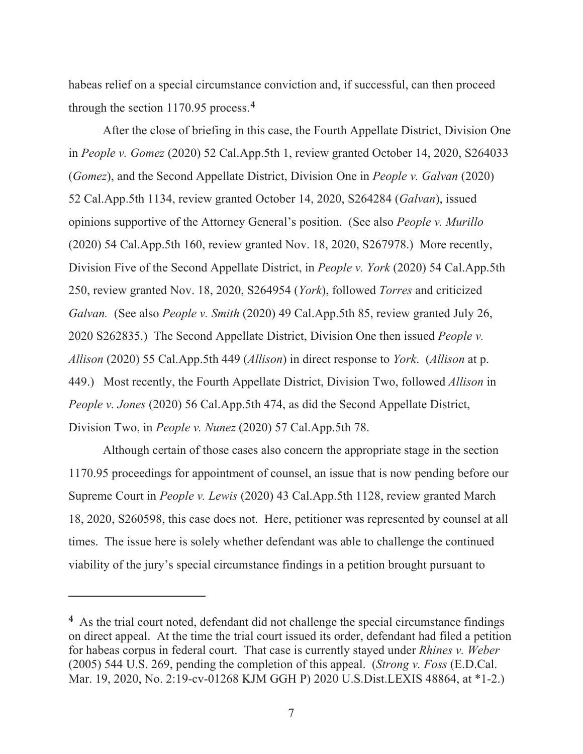habeas relief on a special circumstance conviction and, if successful, can then proceed through the section 1170.95 process.[4]

After the close of briefing in this case, the Fourth Appellate District, Division One in *People v. Gomez* (2020) 52 Cal.App.5th 1, review granted October 14, 2020, S264033 (*Gomez*), and the Second Appellate District, Division One in *People v. Galvan* (2020) 52 Cal.App.5th 1134, review granted October 14, 2020, S264284 (*Galvan*), issued opinions supportive of the Attorney General's position. (See also *People v. Murillo* (2020) 54 Cal.App.5th 160, review granted Nov. 18, 2020, S267978.) More recently, Division Five of the Second Appellate District, in *People v. York* (2020) 54 Cal.App.5th 250, review granted Nov. 18, 2020, S264954 (*York*), followed *Torres* and criticized *Galvan.* (See also *People v. Smith* (2020) 49 Cal.App.5th 85, review granted July 26, 2020 S262835.) The Second Appellate District, Division One then issued *People v. Allison* (2020) 55 Cal.App.5th 449 (*Allison*) in direct response to *York*. (*Allison* at p. 449.) Most recently, the Fourth Appellate District, Division Two, followed *Allison* in *People v. Jones* (2020) 56 Cal.App.5th 474, as did the Second Appellate District, Division Two, in *People v. Nunez* (2020) 57 Cal.App.5th 78.

Although certain of those cases also concern the appropriate stage in the section 1170.95 proceedings for appointment of counsel, an issue that is now pending before our Supreme Court in *People v. Lewis* (2020) 43 Cal.App.5th 1128, review granted March 18, 2020, S260598, this case does not. Here, petitioner was represented by counsel at all times. The issue here is solely whether defendant was able to challenge the continued viability of the jury's special circumstance findings in a petition brought pursuant to

---

[4] As the trial court noted, defendant did not challenge the special circumstance findings on direct appeal. At the time the trial court issued its order, defendant had filed a petition for habeas corpus in federal court. That case is currently stayed under *Rhines v. Weber* (2005) 544 U.S. 269, pending the completion of this appeal. (*Strong v. Foss* (E.D.Cal. Mar. 19, 2020, No. 2:19-cv-01268 KJM GGH P) 2020 U.S.Dist.LEXIS 48864, at *1-2.)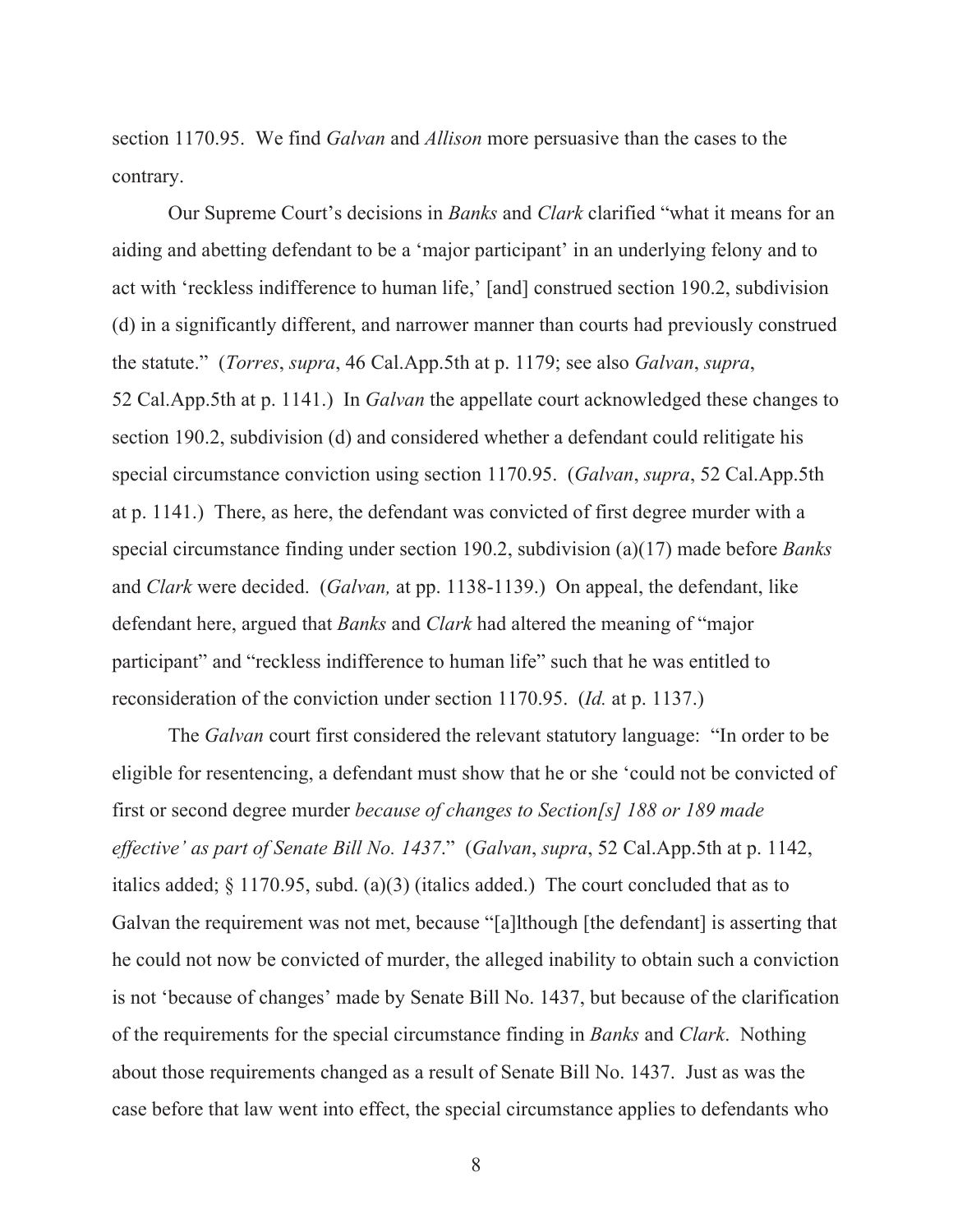section 1170.95. We find *Galvan* and *Allison* more persuasive than the cases to the contrary.

Our Supreme Court's decisions in *Banks* and *Clark* clarified "what it means for an aiding and abetting defendant to be a 'major participant' in an underlying felony and to act with 'reckless indifference to human life,' [and] construed section 190.2, subdivision (d) in a significantly different, and narrower manner than courts had previously construed the statute." (*Torres*, *supra*, 46 Cal.App.5th at p. 1179; see also *Galvan*, *supra*, 52 Cal.App.5th at p. 1141.) In *Galvan* the appellate court acknowledged these changes to section 190.2, subdivision (d) and considered whether a defendant could relitigate his special circumstance conviction using section 1170.95. (*Galvan*, *supra*, 52 Cal.App.5th at p. 1141.) There, as here, the defendant was convicted of first degree murder with a special circumstance finding under section 190.2, subdivision (a)(17) made before *Banks* and *Clark* were decided. (*Galvan,* at pp. 1138-1139.) On appeal, the defendant, like defendant here, argued that *Banks* and *Clark* had altered the meaning of "major participant" and "reckless indifference to human life" such that he was entitled to reconsideration of the conviction under section 1170.95. (*Id.* at p. 1137.)

The *Galvan* court first considered the relevant statutory language: "In order to be eligible for resentencing, a defendant must show that he or she 'could not be convicted of first or second degree murder *because of changes to Section[s] 188 or 189 made effective' as part of Senate Bill No. 1437*." (*Galvan*, *supra*, 52 Cal.App.5th at p. 1142, italics added; § 1170.95, subd. (a)(3) (italics added.) The court concluded that as to Galvan the requirement was not met, because "[a]lthough [the defendant] is asserting that he could not now be convicted of murder, the alleged inability to obtain such a conviction is not 'because of changes' made by Senate Bill No. 1437, but because of the clarification of the requirements for the special circumstance finding in *Banks* and *Clark*. Nothing about those requirements changed as a result of Senate Bill No. 1437. Just as was the case before that law went into effect, the special circumstance applies to defendants who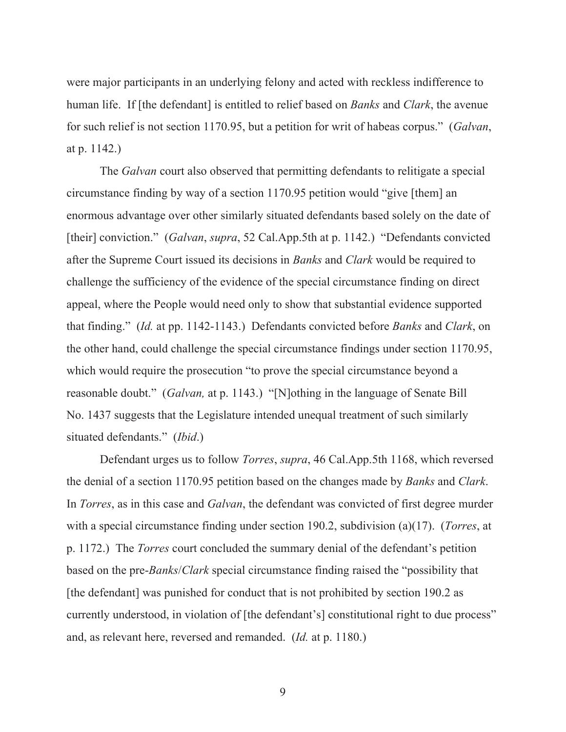were major participants in an underlying felony and acted with reckless indifference to human life. If [the defendant] is entitled to relief based on *Banks* and *Clark*, the avenue for such relief is not section 1170.95, but a petition for writ of habeas corpus." (*Galvan*, at p. 1142.)

The *Galvan* court also observed that permitting defendants to relitigate a special circumstance finding by way of a section 1170.95 petition would "give [them] an enormous advantage over other similarly situated defendants based solely on the date of [their] conviction." (*Galvan*, *supra*, 52 Cal.App.5th at p. 1142.) "Defendants convicted after the Supreme Court issued its decisions in *Banks* and *Clark* would be required to challenge the sufficiency of the evidence of the special circumstance finding on direct appeal, where the People would need only to show that substantial evidence supported that finding." (*Id.* at pp. 1142-1143.) Defendants convicted before *Banks* and *Clark*, on the other hand, could challenge the special circumstance findings under section 1170.95, which would require the prosecution "to prove the special circumstance beyond a reasonable doubt." (*Galvan,* at p. 1143.) "[N]othing in the language of Senate Bill No. 1437 suggests that the Legislature intended unequal treatment of such similarly situated defendants." (*Ibid*.)

Defendant urges us to follow *Torres*, *supra*, 46 Cal.App.5th 1168, which reversed the denial of a section 1170.95 petition based on the changes made by *Banks* and *Clark*. In *Torres*, as in this case and *Galvan*, the defendant was convicted of first degree murder with a special circumstance finding under section 190.2, subdivision (a)(17). (*Torres*, at p. 1172.) The *Torres* court concluded the summary denial of the defendant's petition based on the pre-*Banks*/*Clark* special circumstance finding raised the "possibility that [the defendant] was punished for conduct that is not prohibited by section 190.2 as currently understood, in violation of [the defendant's] constitutional right to due process" and, as relevant here, reversed and remanded. (*Id.* at p. 1180.)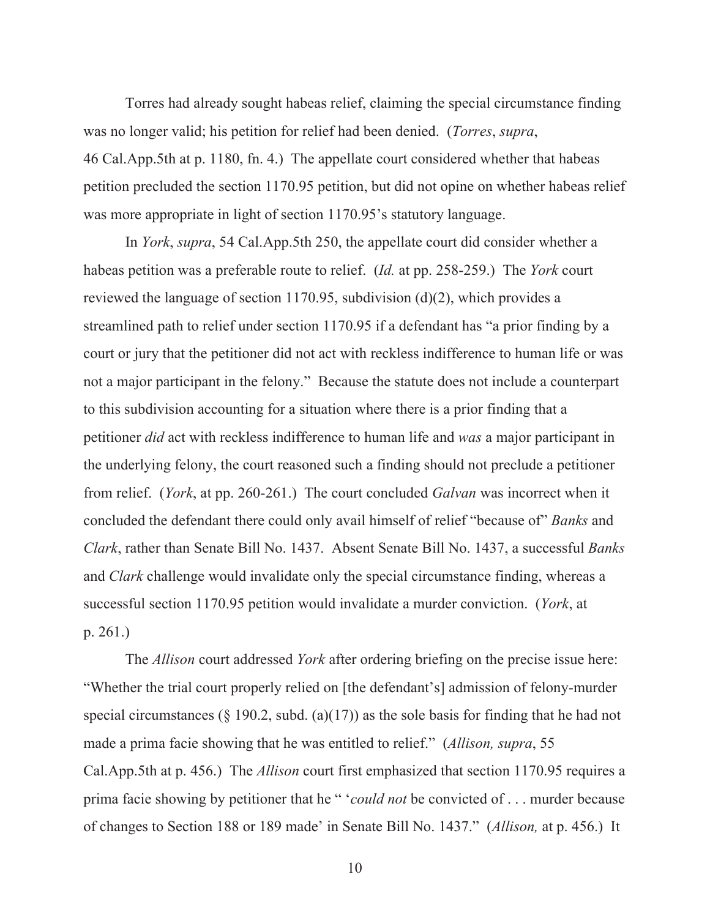Torres had already sought habeas relief, claiming the special circumstance finding was no longer valid; his petition for relief had been denied. (*Torres*, *supra*, 46 Cal.App.5th at p. 1180, fn. 4.) The appellate court considered whether that habeas petition precluded the section 1170.95 petition, but did not opine on whether habeas relief was more appropriate in light of section 1170.95's statutory language.

In *York*, *supra*, 54 Cal.App.5th 250, the appellate court did consider whether a habeas petition was a preferable route to relief. (*Id.* at pp. 258-259.) The *York* court reviewed the language of section 1170.95, subdivision (d)(2), which provides a streamlined path to relief under section 1170.95 if a defendant has "a prior finding by a court or jury that the petitioner did not act with reckless indifference to human life or was not a major participant in the felony." Because the statute does not include a counterpart to this subdivision accounting for a situation where there is a prior finding that a petitioner *did* act with reckless indifference to human life and *was* a major participant in the underlying felony, the court reasoned such a finding should not preclude a petitioner from relief. (*York*, at pp. 260-261.) The court concluded *Galvan* was incorrect when it concluded the defendant there could only avail himself of relief "because of" *Banks* and *Clark*, rather than Senate Bill No. 1437. Absent Senate Bill No. 1437, a successful *Banks* and *Clark* challenge would invalidate only the special circumstance finding, whereas a successful section 1170.95 petition would invalidate a murder conviction. (*York*, at p. 261.)

The *Allison* court addressed *York* after ordering briefing on the precise issue here: "Whether the trial court properly relied on [the defendant's] admission of felony-murder special circumstances (§ 190.2, subd. (a)(17)) as the sole basis for finding that he had not made a prima facie showing that he was entitled to relief." (*Allison, supra*, 55 Cal.App.5th at p. 456.) The *Allison* court first emphasized that section 1170.95 requires a prima facie showing by petitioner that he " '*could not* be convicted of . . . murder because of changes to Section 188 or 189 made' in Senate Bill No. 1437." (*Allison,* at p. 456.) It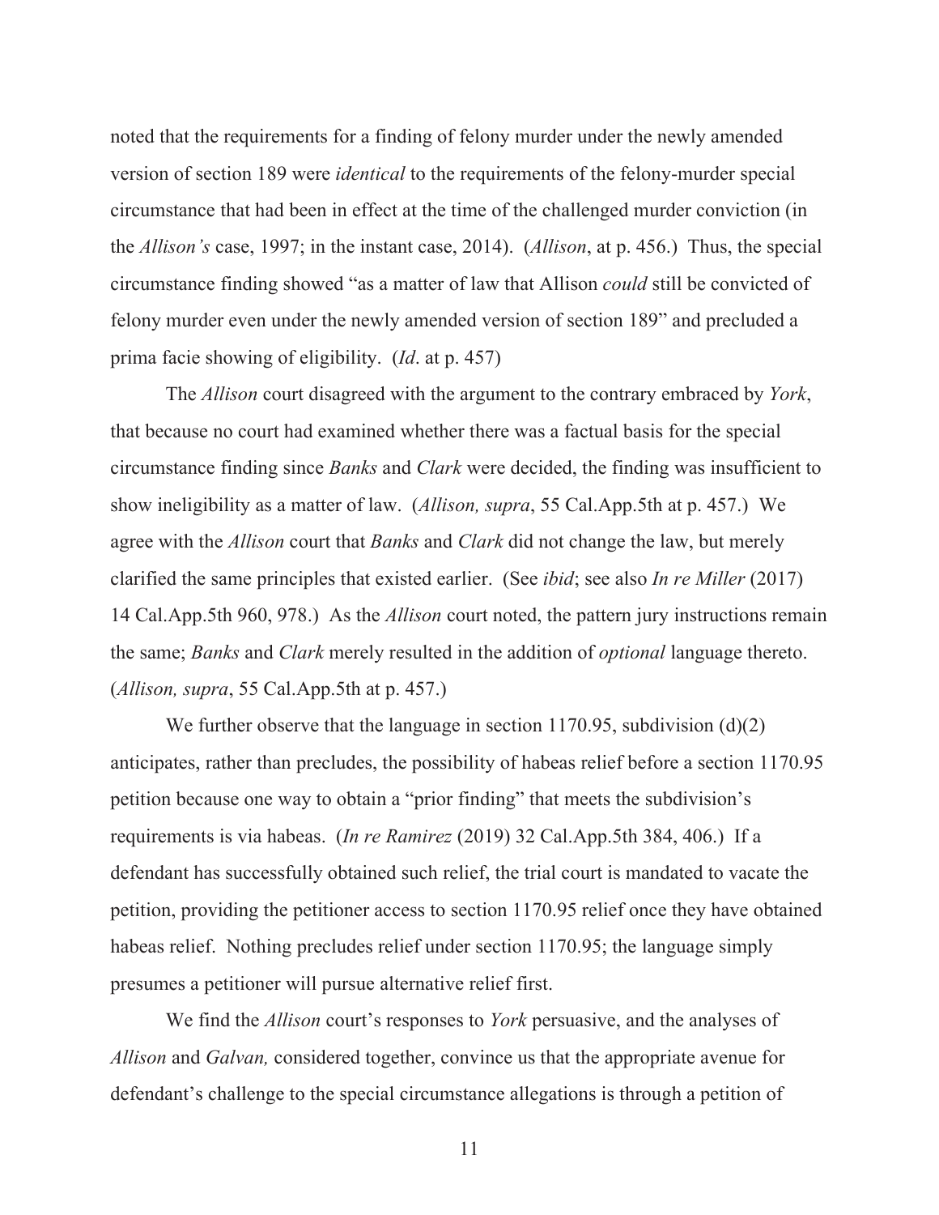noted that the requirements for a finding of felony murder under the newly amended version of section 189 were *identical* to the requirements of the felony-murder special circumstance that had been in effect at the time of the challenged murder conviction (in the *Allison's* case, 1997; in the instant case, 2014). (*Allison*, at p. 456.) Thus, the special circumstance finding showed "as a matter of law that Allison *could* still be convicted of felony murder even under the newly amended version of section 189" and precluded a prima facie showing of eligibility. (*Id*. at p. 457)

The *Allison* court disagreed with the argument to the contrary embraced by *York*, that because no court had examined whether there was a factual basis for the special circumstance finding since *Banks* and *Clark* were decided, the finding was insufficient to show ineligibility as a matter of law. (*Allison, supra*, 55 Cal.App.5th at p. 457.) We agree with the *Allison* court that *Banks* and *Clark* did not change the law, but merely clarified the same principles that existed earlier. (See *ibid*; see also *In re Miller* (2017) 14 Cal.App.5th 960, 978.) As the *Allison* court noted, the pattern jury instructions remain the same; *Banks* and *Clark* merely resulted in the addition of *optional* language thereto. (*Allison, supra*, 55 Cal.App.5th at p. 457.)

We further observe that the language in section 1170.95, subdivision (d)(2) anticipates, rather than precludes, the possibility of habeas relief before a section 1170.95 petition because one way to obtain a "prior finding" that meets the subdivision's requirements is via habeas. (*In re Ramirez* (2019) 32 Cal.App.5th 384, 406.) If a defendant has successfully obtained such relief, the trial court is mandated to vacate the petition, providing the petitioner access to section 1170.95 relief once they have obtained habeas relief. Nothing precludes relief under section 1170.95; the language simply presumes a petitioner will pursue alternative relief first.

We find the *Allison* court's responses to *York* persuasive, and the analyses of *Allison* and *Galvan,* considered together, convince us that the appropriate avenue for defendant's challenge to the special circumstance allegations is through a petition of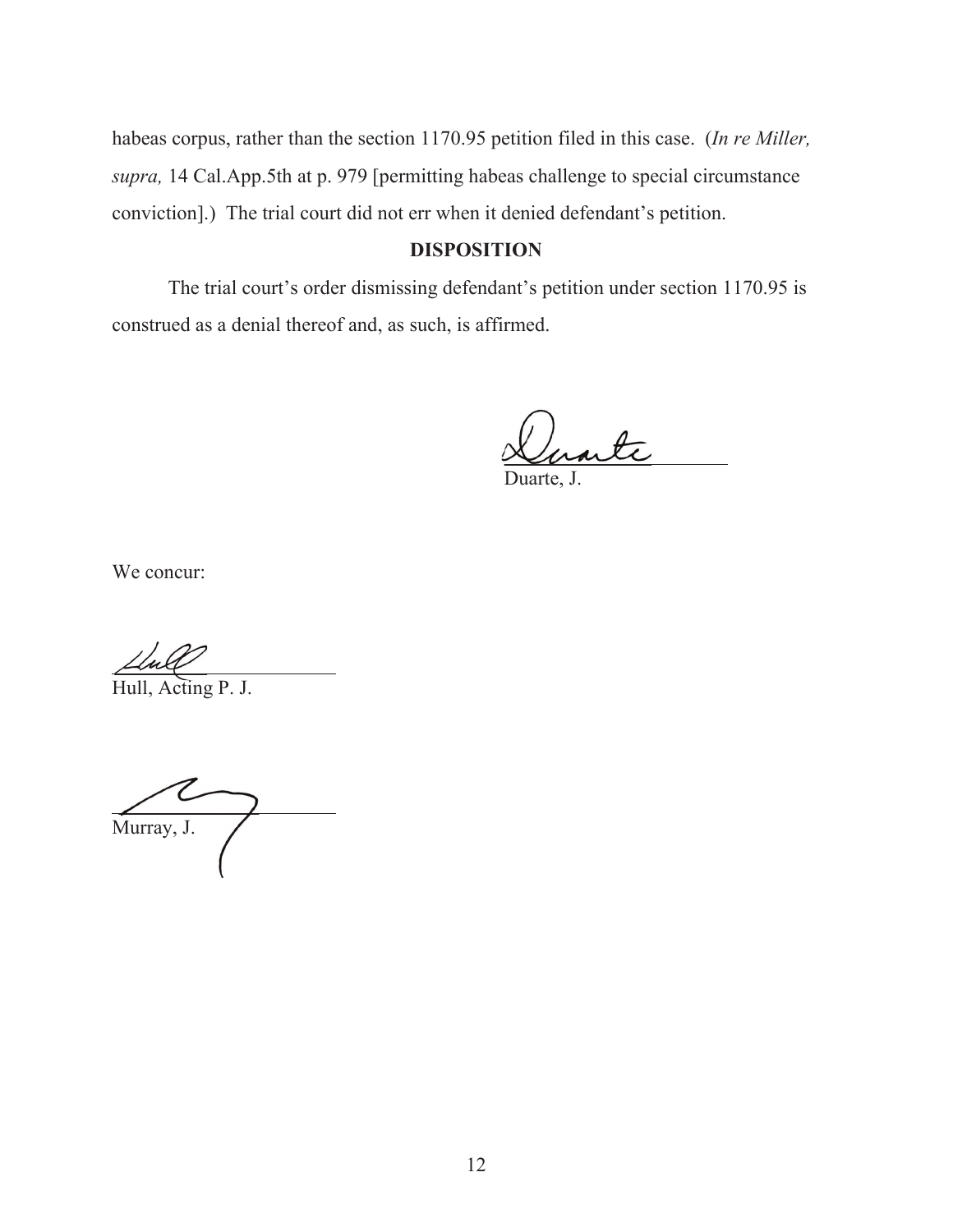habeas corpus, rather than the section 1170.95 petition filed in this case. (*In re Miller, supra,* 14 Cal.App.5th at p. 979 [permitting habeas challenge to special circumstance conviction].) The trial court did not err when it denied defendant's petition.

**DISPOSITION**

The trial court's order dismissing defendant's petition under section 1170.95 is construed as a denial thereof and, as such, is affirmed.

Duarte, J.

We concur:

Hull, Acting P. J.

Murray, J.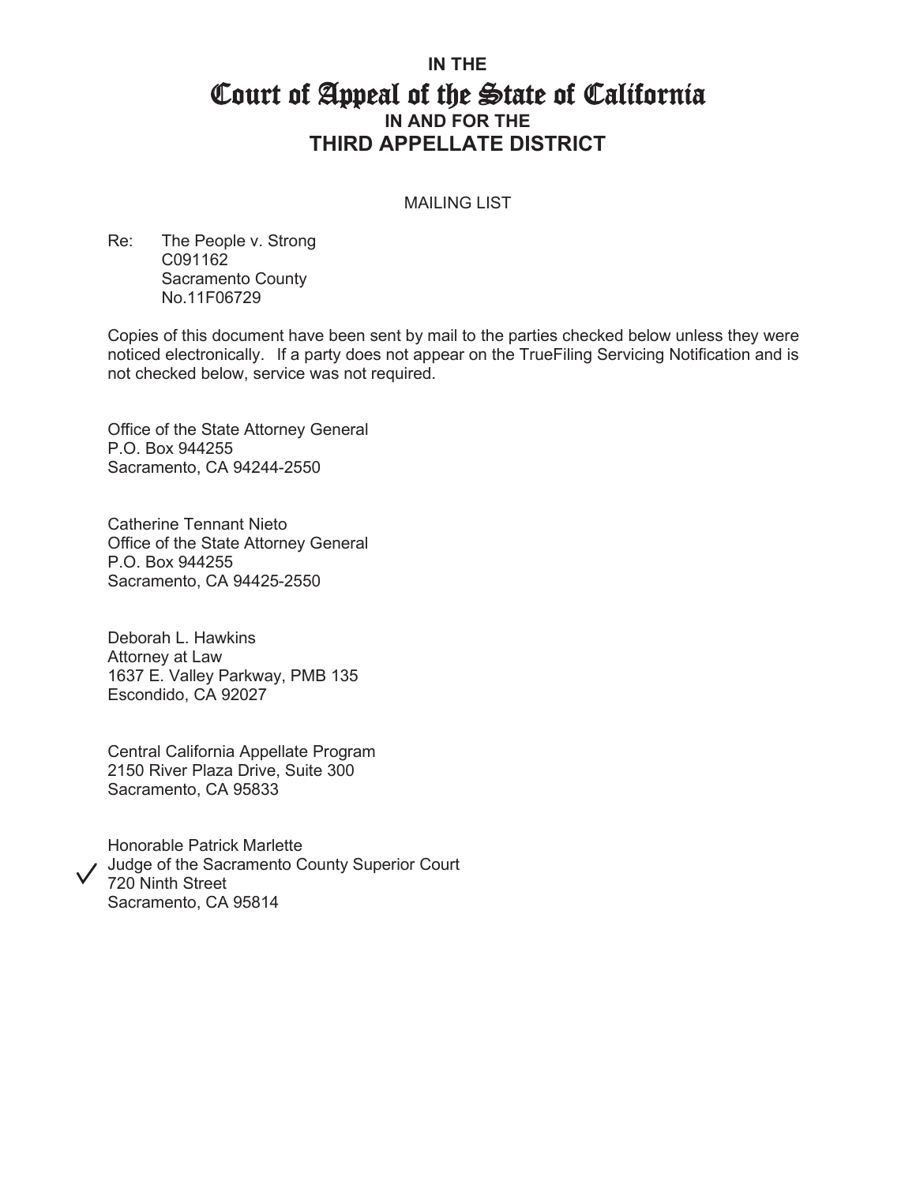**IN THE**

# Court of Appeal of the State of California

**IN AND FOR THE**

## THIRD APPELLATE DISTRICT

MAILING LIST

Re: The People v. Strong
C091162
Sacramento County
No.11F06729

Copies of this document have been sent by mail to the parties checked below unless they were noticed electronically. If a party does not appear on the TrueFiling Servicing Notification and is not checked below, service was not required.

Office of the State Attorney General
P.O. Box 944255
Sacramento, CA 94244-2550

Catherine Tennant Nieto
Office of the State Attorney General
P.O. Box 944255
Sacramento, CA 94425-2550

Deborah L. Hawkins
Attorney at Law
1637 E. Valley Parkway, PMB 135
Escondido, CA 92027

Central California Appellate Program
2150 River Plaza Drive, Suite 300
Sacramento, CA 95833

✓ Honorable Patrick Marlette
Judge of the Sacramento County Superior Court
720 Ninth Street
Sacramento, CA 95814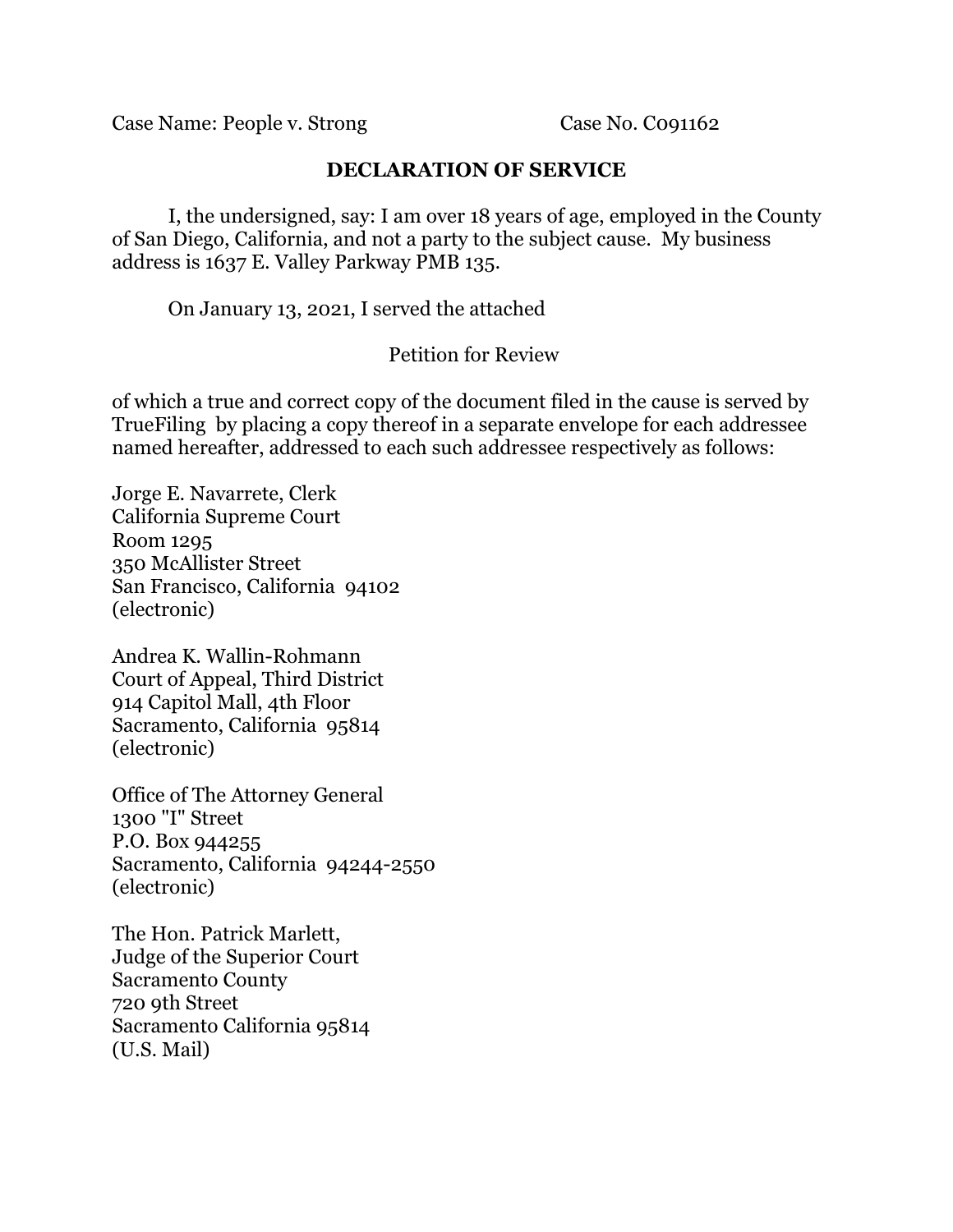Case Name: People v. Strong        Case No. C091162

## DECLARATION OF SERVICE

I, the undersigned, say: I am over 18 years of age, employed in the County of San Diego, California, and not a party to the subject cause. My business address is 1637 E. Valley Parkway PMB 135.

On January 13, 2021, I served the attached

Petition for Review

of which a true and correct copy of the document filed in the cause is served by TrueFiling by placing a copy thereof in a separate envelope for each addressee named hereafter, addressed to each such addressee respectively as follows:

Jorge E. Navarrete, Clerk
California Supreme Court
Room 1295
350 McAllister Street
San Francisco, California 94102
(electronic)

Andrea K. Wallin-Rohmann
Court of Appeal, Third District
914 Capitol Mall, 4th Floor
Sacramento, California 95814
(electronic)

Office of The Attorney General
1300 "I" Street
P.O. Box 944255
Sacramento, California 94244-2550
(electronic)

The Hon. Patrick Marlett,
Judge of the Superior Court
Sacramento County
720 9th Street
Sacramento California 95814
(U.S. Mail)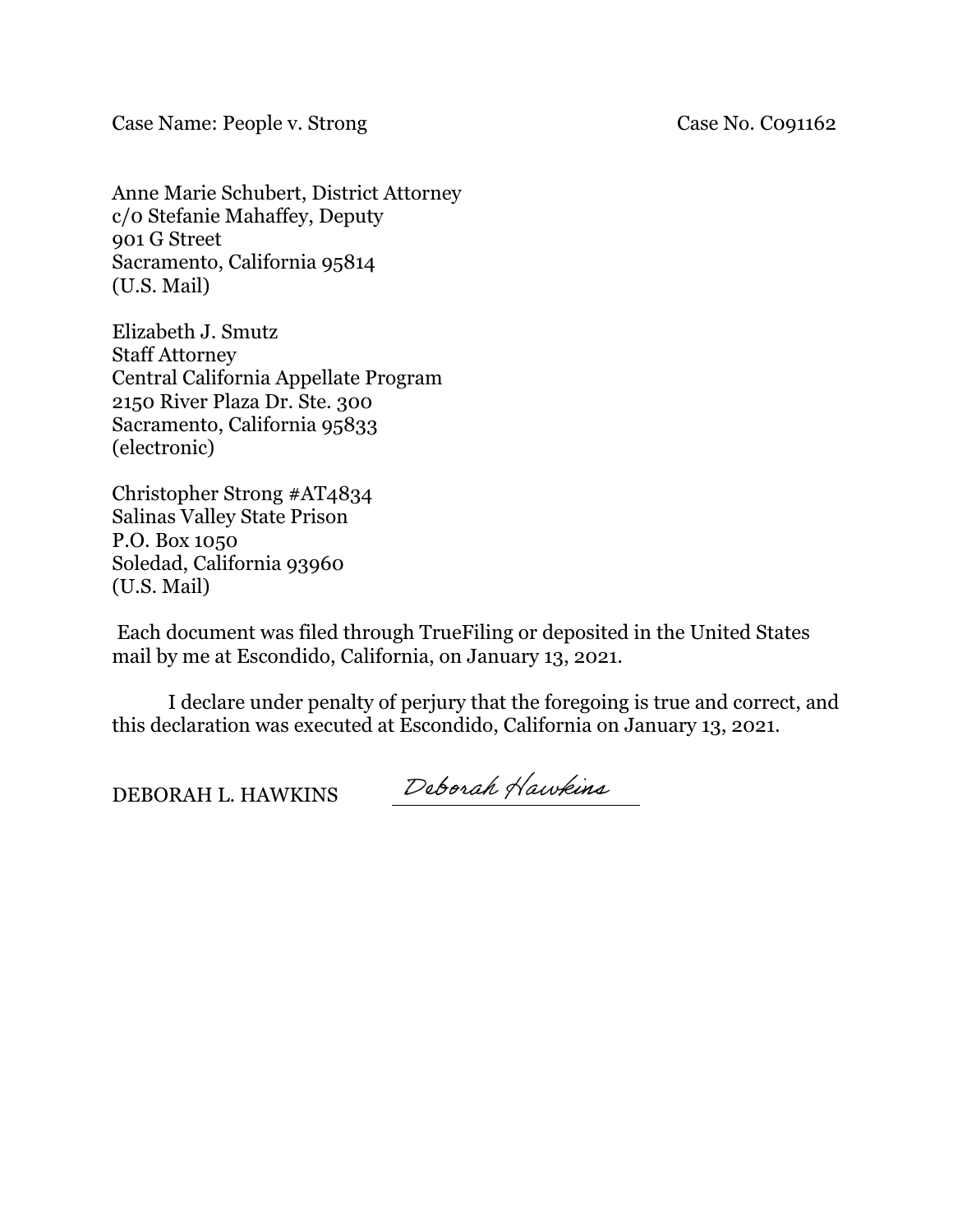Case Name: People v. Strong Case No. C091162

Anne Marie Schubert, District Attorney
c/o Stefanie Mahaffey, Deputy
901 G Street
Sacramento, California 95814
(U.S. Mail)

Elizabeth J. Smutz
Staff Attorney
Central California Appellate Program
2150 River Plaza Dr. Ste. 300
Sacramento, California 95833
(electronic)

Christopher Strong #AT4834
Salinas Valley State Prison
P.O. Box 1050
Soledad, California 93960
(U.S. Mail)

Each document was filed through TrueFiling or deposited in the United States mail by me at Escondido, California, on January 13, 2021.

I declare under penalty of perjury that the foregoing is true and correct, and this declaration was executed at Escondido, California on January 13, 2021.

DEBORAH L. HAWKINS Deborah Hawkins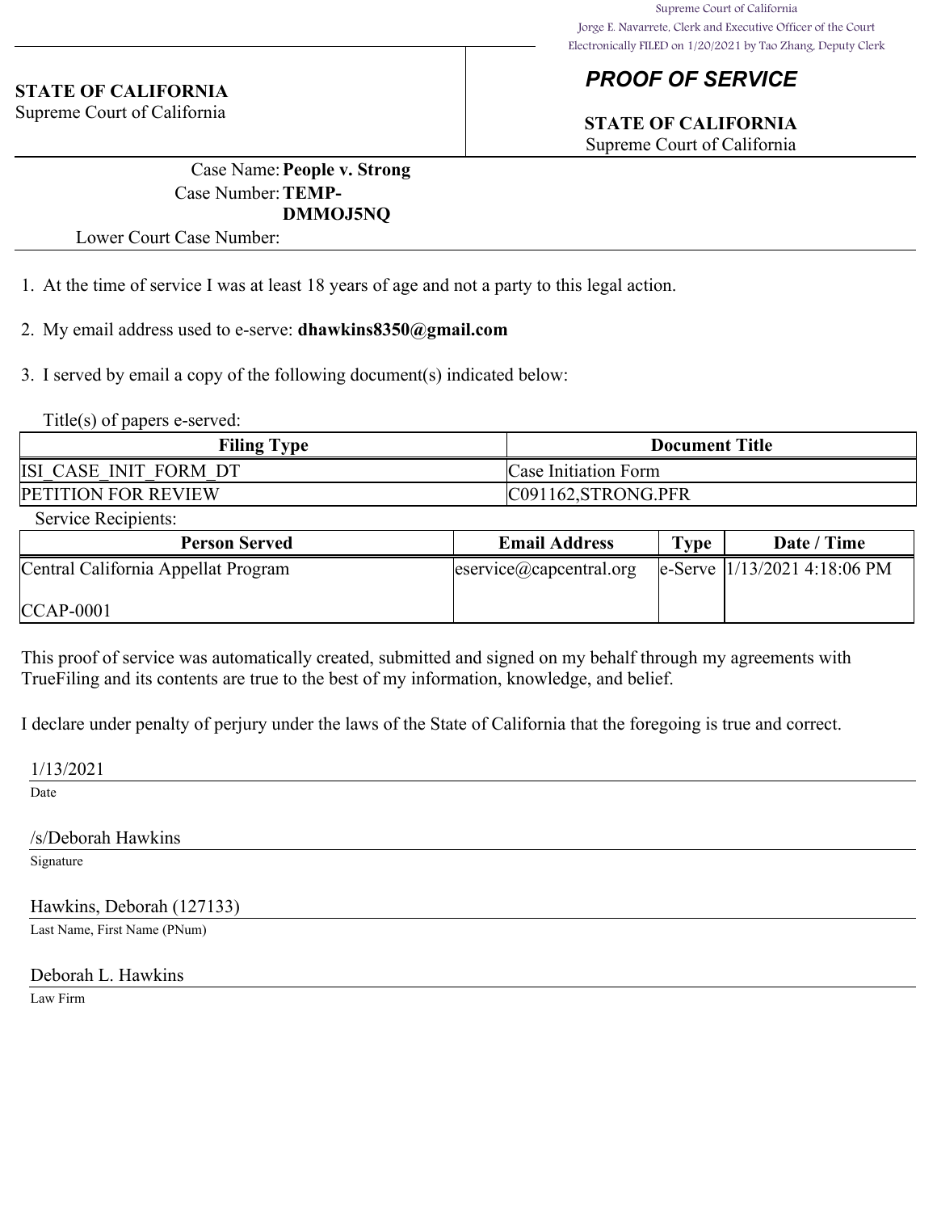Supreme Court of California
Jorge E. Navarrete, Clerk and Executive Officer of the Court
Electronically FILED on 1/20/2021 by Tao Zhang, Deputy Clerk

**STATE OF CALIFORNIA**
Supreme Court of California

# *PROOF OF SERVICE*

**STATE OF CALIFORNIA**
Supreme Court of California

Case Name: **People v. Strong**
Case Number: **TEMP-DMMOJ5NQ**
Lower Court Case Number:

1. At the time of service I was at least 18 years of age and not a party to this legal action.

2. My email address used to e-serve: **dhawkins8350@gmail.com**

3. I served by email a copy of the following document(s) indicated below:

Title(s) of papers e-served:

| Filing Type | Document Title |
|---|---|
| ISI_CASE_INIT_FORM_DT | Case Initiation Form |
| PETITION FOR REVIEW | C091162,STRONG.PFR |

Service Recipients:

| Person Served | Email Address | Type | Date / Time |
|---|---|---|---|
| Central California Appellat Program<br><br>CCAP-0001 | eservice@capcentral.org | e-Serve | 1/13/2021 4:18:06 PM |

This proof of service was automatically created, submitted and signed on my behalf through my agreements with TrueFiling and its contents are true to the best of my information, knowledge, and belief.

I declare under penalty of perjury under the laws of the State of California that the foregoing is true and correct.

1/13/2021
Date

/s/Deborah Hawkins
Signature

Hawkins, Deborah (127133)
Last Name, First Name (PNum)

Deborah L. Hawkins
Law Firm